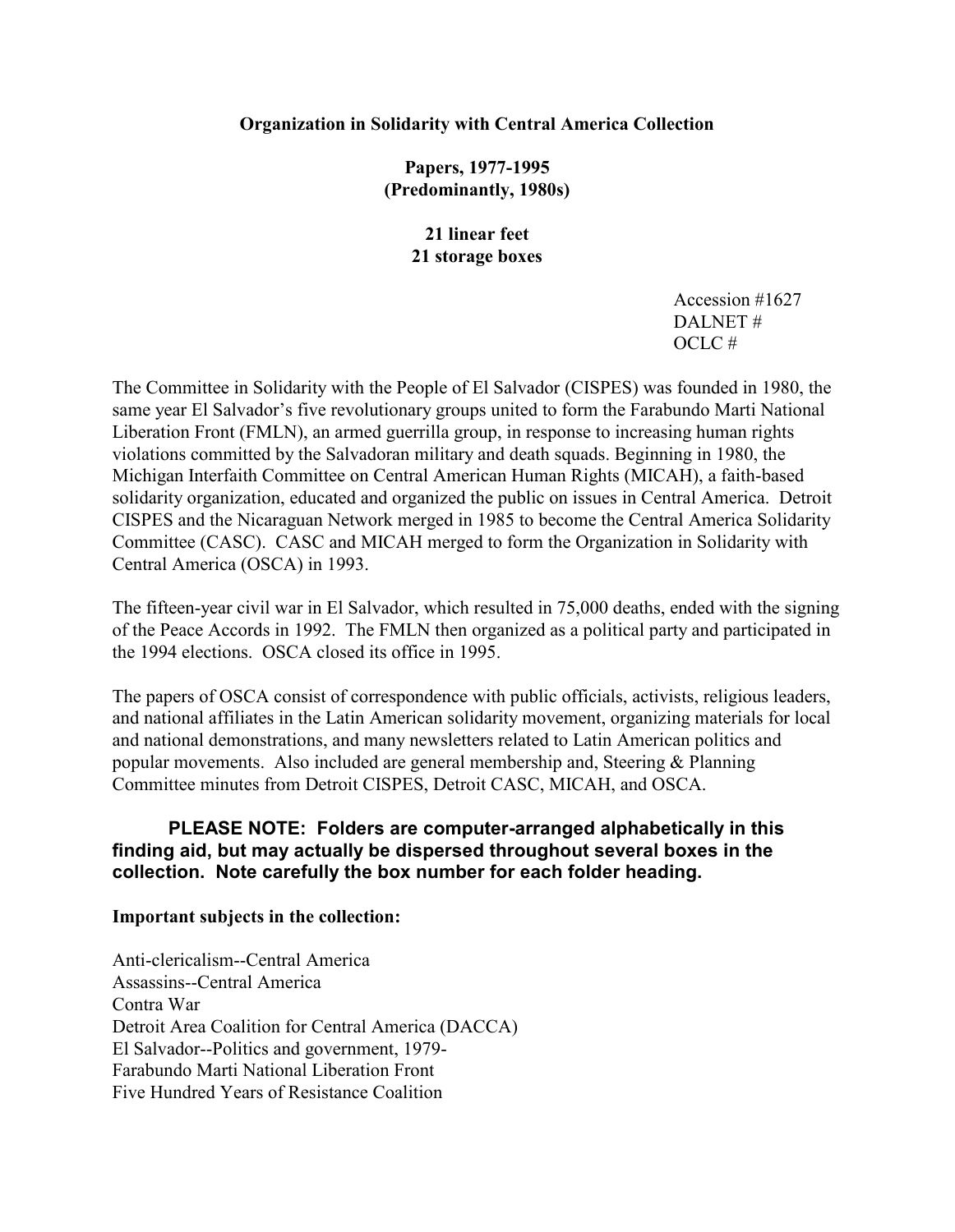**Organization in Solidarity with Central America Collection**

**Papers, 1977-1995**
**(Predominantly, 1980s)**

**21 linear feet**
**21 storage boxes**

Accession #1627
DALNET #
OCLC #

The Committee in Solidarity with the People of El Salvador (CISPES) was founded in 1980, the same year El Salvador's five revolutionary groups united to form the Farabundo Marti National Liberation Front (FMLN), an armed guerrilla group, in response to increasing human rights violations committed by the Salvadoran military and death squads. Beginning in 1980, the Michigan Interfaith Committee on Central American Human Rights (MICAH), a faith-based solidarity organization, educated and organized the public on issues in Central America. Detroit CISPES and the Nicaraguan Network merged in 1985 to become the Central America Solidarity Committee (CASC). CASC and MICAH merged to form the Organization in Solidarity with Central America (OSCA) in 1993.

The fifteen-year civil war in El Salvador, which resulted in 75,000 deaths, ended with the signing of the Peace Accords in 1992. The FMLN then organized as a political party and participated in the 1994 elections. OSCA closed its office in 1995.

The papers of OSCA consist of correspondence with public officials, activists, religious leaders, and national affiliates in the Latin American solidarity movement, organizing materials for local and national demonstrations, and many newsletters related to Latin American politics and popular movements. Also included are general membership and, Steering & Planning Committee minutes from Detroit CISPES, Detroit CASC, MICAH, and OSCA.

**PLEASE NOTE: Folders are computer-arranged alphabetically in this finding aid, but may actually be dispersed throughout several boxes in the collection. Note carefully the box number for each folder heading.**

**Important subjects in the collection:**

Anti-clericalism--Central America
Assassins--Central America
Contra War
Detroit Area Coalition for Central America (DACCA)
El Salvador--Politics and government, 1979-
Farabundo Marti National Liberation Front
Five Hundred Years of Resistance Coalition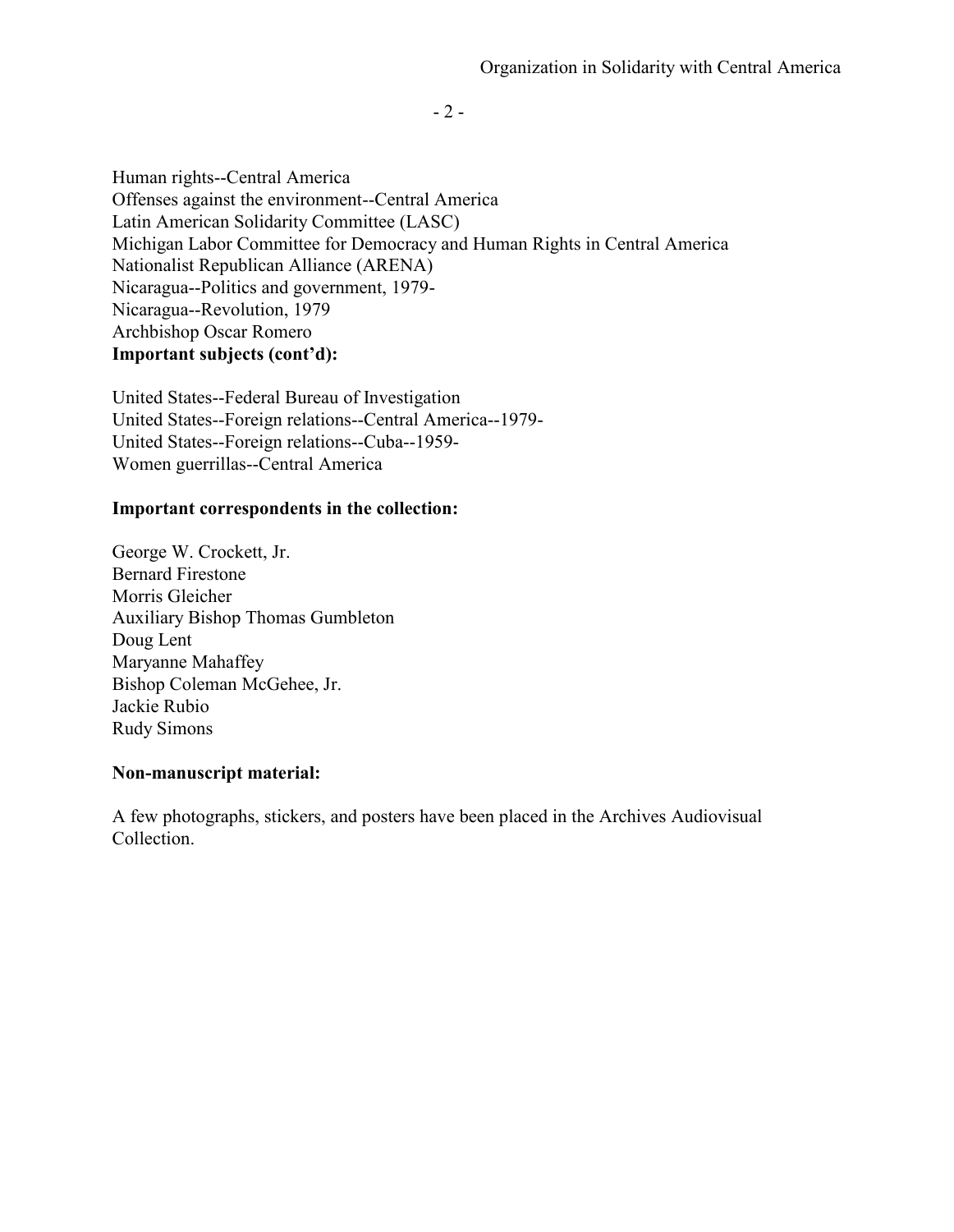Human rights--Central America
Offenses against the environment--Central America
Latin American Solidarity Committee (LASC)
Michigan Labor Committee for Democracy and Human Rights in Central America
Nationalist Republican Alliance (ARENA)
Nicaragua--Politics and government, 1979-
Nicaragua--Revolution, 1979
Archbishop Oscar Romero

**Important subjects (cont'd):**

United States--Federal Bureau of Investigation
United States--Foreign relations--Central America--1979-
United States--Foreign relations--Cuba--1959-
Women guerrillas--Central America

**Important correspondents in the collection:**

George W. Crockett, Jr.
Bernard Firestone
Morris Gleicher
Auxiliary Bishop Thomas Gumbleton
Doug Lent
Maryanne Mahaffey
Bishop Coleman McGehee, Jr.
Jackie Rubio
Rudy Simons

**Non-manuscript material:**

A few photographs, stickers, and posters have been placed in the Archives Audiovisual Collection.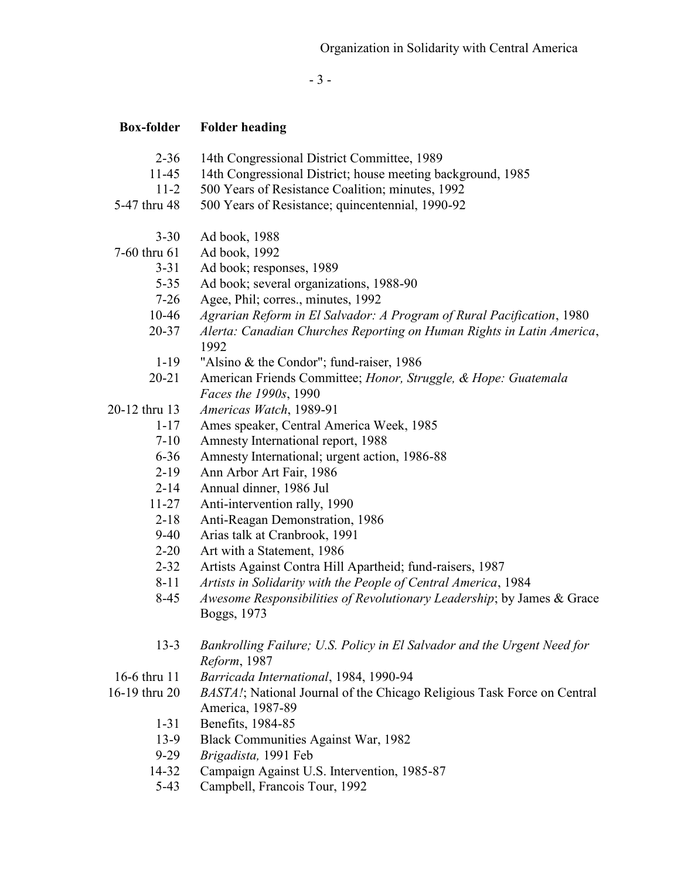| Box-folder | Folder heading |
|---|---|
| 2-36 | 14th Congressional District Committee, 1989 |
| 11-45 | 14th Congressional District; house meeting background, 1985 |
| 11-2 | 500 Years of Resistance Coalition; minutes, 1992 |
| 5-47 thru 48 | 500 Years of Resistance; quincentennial, 1990-92 |
| 3-30 | Ad book, 1988 |
| 7-60 thru 61 | Ad book, 1992 |
| 3-31 | Ad book; responses, 1989 |
| 5-35 | Ad book; several organizations, 1988-90 |
| 7-26 | Agee, Phil; corres., minutes, 1992 |
| 10-46 | *Agrarian Reform in El Salvador: A Program of Rural Pacification*, 1980 |
| 20-37 | *Alerta: Canadian Churches Reporting on Human Rights in Latin America*, 1992 |
| 1-19 | "Alsino & the Condor"; fund-raiser, 1986 |
| 20-21 | American Friends Committee; *Honor, Struggle, & Hope: Guatemala Faces the 1990s*, 1990 |
| 20-12 thru 13 | *Americas Watch*, 1989-91 |
| 1-17 | Ames speaker, Central America Week, 1985 |
| 7-10 | Amnesty International report, 1988 |
| 6-36 | Amnesty International; urgent action, 1986-88 |
| 2-19 | Ann Arbor Art Fair, 1986 |
| 2-14 | Annual dinner, 1986 Jul |
| 11-27 | Anti-intervention rally, 1990 |
| 2-18 | Anti-Reagan Demonstration, 1986 |
| 9-40 | Arias talk at Cranbrook, 1991 |
| 2-20 | Art with a Statement, 1986 |
| 2-32 | Artists Against Contra Hill Apartheid; fund-raisers, 1987 |
| 8-11 | *Artists in Solidarity with the People of Central America*, 1984 |
| 8-45 | *Awesome Responsibilities of Revolutionary Leadership*; by James & Grace Boggs, 1973 |
| 13-3 | *Bankrolling Failure; U.S. Policy in El Salvador and the Urgent Need for Reform*, 1987 |
| 16-6 thru 11 | *Barricada International*, 1984, 1990-94 |
| 16-19 thru 20 | *BASTA!*; National Journal of the Chicago Religious Task Force on Central America, 1987-89 |
| 1-31 | Benefits, 1984-85 |
| 13-9 | Black Communities Against War, 1982 |
| 9-29 | *Brigadista,* 1991 Feb |
| 14-32 | Campaign Against U.S. Intervention, 1985-87 |
| 5-43 | Campbell, Francois Tour, 1992 |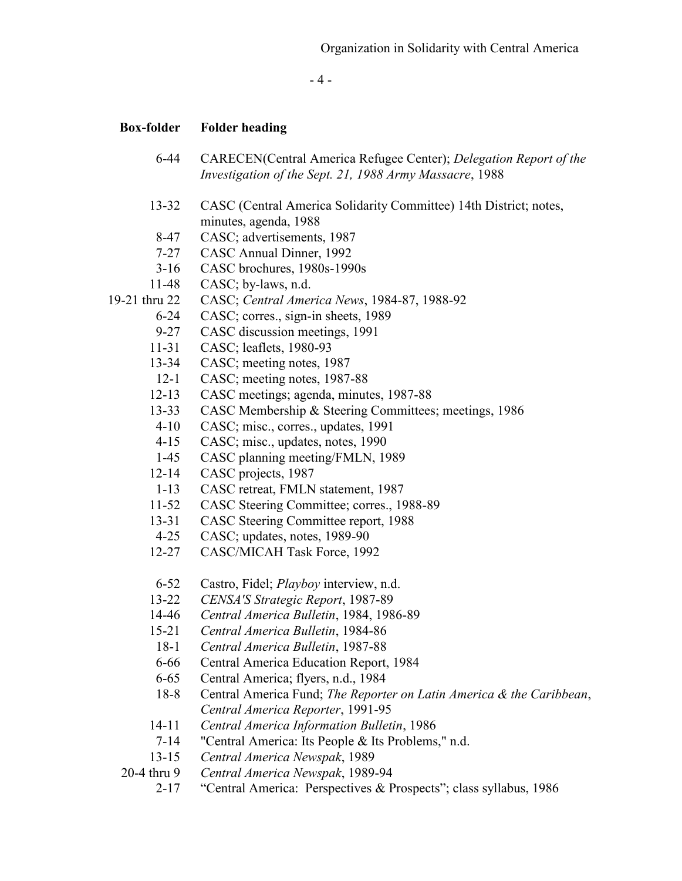| Box-folder | Folder heading |
|---|---|
| 6-44 | CARECEN(Central America Refugee Center); *Delegation Report of the Investigation of the Sept. 21, 1988 Army Massacre*, 1988 |
| | |
| 13-32 | CASC (Central America Solidarity Committee) 14th District; notes, minutes, agenda, 1988 |
| 8-47 | CASC; advertisements, 1987 |
| 7-27 | CASC Annual Dinner, 1992 |
| 3-16 | CASC brochures, 1980s-1990s |
| 11-48 | CASC; by-laws, n.d. |
| 19-21 thru 22 | CASC; *Central America News*, 1984-87, 1988-92 |
| 6-24 | CASC; corres., sign-in sheets, 1989 |
| 9-27 | CASC discussion meetings, 1991 |
| 11-31 | CASC; leaflets, 1980-93 |
| 13-34 | CASC; meeting notes, 1987 |
| 12-1 | CASC; meeting notes, 1987-88 |
| 12-13 | CASC meetings; agenda, minutes, 1987-88 |
| 13-33 | CASC Membership & Steering Committees; meetings, 1986 |
| 4-10 | CASC; misc., corres., updates, 1991 |
| 4-15 | CASC; misc., updates, notes, 1990 |
| 1-45 | CASC planning meeting/FMLN, 1989 |
| 12-14 | CASC projects, 1987 |
| 1-13 | CASC retreat, FMLN statement, 1987 |
| 11-52 | CASC Steering Committee; corres., 1988-89 |
| 13-31 | CASC Steering Committee report, 1988 |
| 4-25 | CASC; updates, notes, 1989-90 |
| 12-27 | CASC/MICAH Task Force, 1992 |
| | |
| 6-52 | Castro, Fidel; *Playboy* interview, n.d. |
| 13-22 | *CENSA'S Strategic Report*, 1987-89 |
| 14-46 | *Central America Bulletin*, 1984, 1986-89 |
| 15-21 | *Central America Bulletin*, 1984-86 |
| 18-1 | *Central America Bulletin*, 1987-88 |
| 6-66 | Central America Education Report, 1984 |
| 6-65 | Central America; flyers, n.d., 1984 |
| 18-8 | Central America Fund; *The Reporter on Latin America & the Caribbean*, *Central America Reporter*, 1991-95 |
| 14-11 | *Central America Information Bulletin*, 1986 |
| 7-14 | "Central America: Its People & Its Problems," n.d. |
| 13-15 | *Central America Newspak*, 1989 |
| 20-4 thru 9 | *Central America Newspak*, 1989-94 |
| 2-17 | "Central America: Perspectives & Prospects"; class syllabus, 1986 |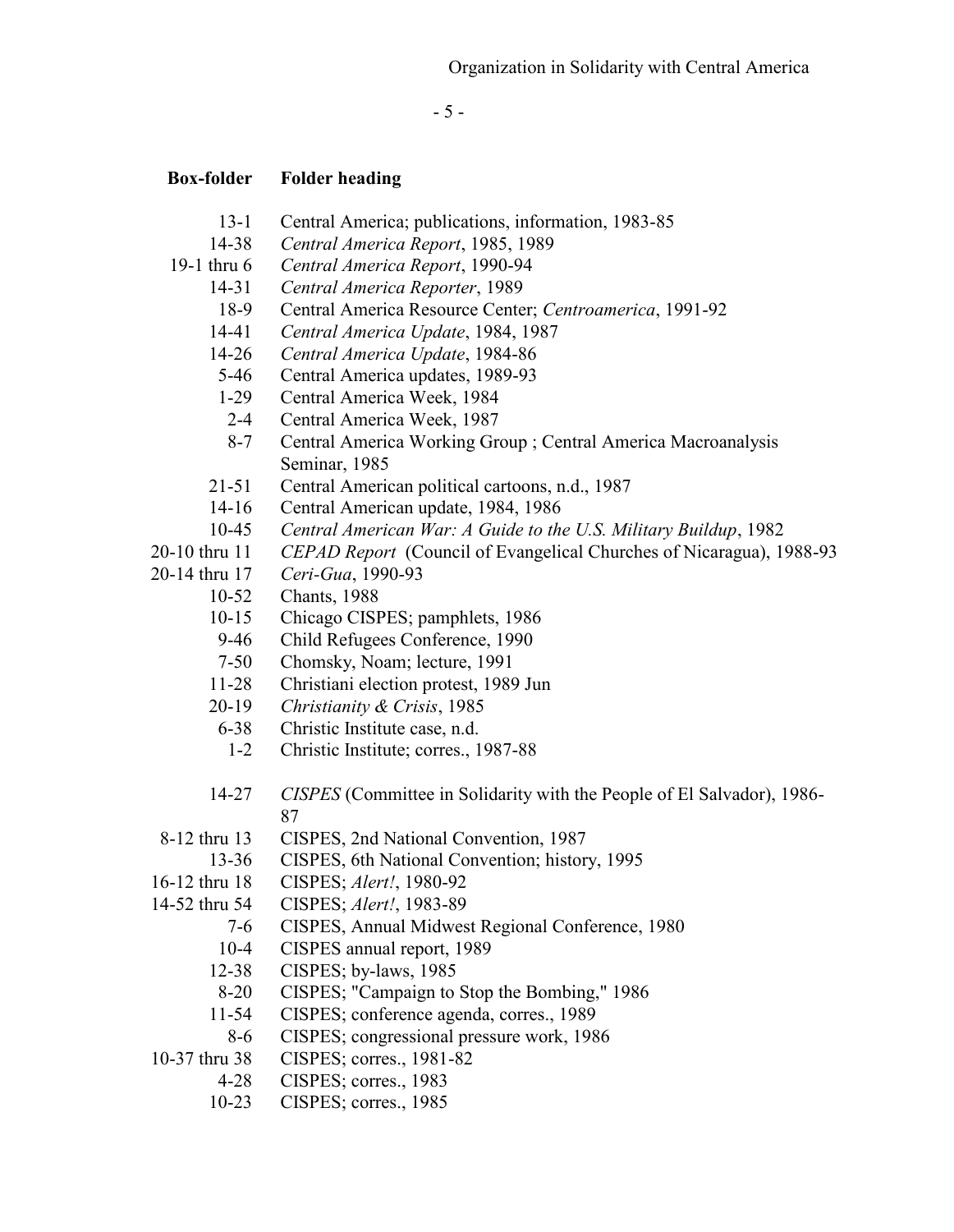| Box-folder | Folder heading |
|---|---|
| 13-1 | Central America; publications, information, 1983-85 |
| 14-38 | *Central America Report*, 1985, 1989 |
| 19-1 thru 6 | *Central America Report*, 1990-94 |
| 14-31 | *Central America Reporter*, 1989 |
| 18-9 | Central America Resource Center; *Centroamerica*, 1991-92 |
| 14-41 | *Central America Update*, 1984, 1987 |
| 14-26 | *Central America Update*, 1984-86 |
| 5-46 | Central America updates, 1989-93 |
| 1-29 | Central America Week, 1984 |
| 2-4 | Central America Week, 1987 |
| 8-7 | Central America Working Group ; Central America Macroanalysis Seminar, 1985 |
| 21-51 | Central American political cartoons, n.d., 1987 |
| 14-16 | Central American update, 1984, 1986 |
| 10-45 | *Central American War: A Guide to the U.S. Military Buildup*, 1982 |
| 20-10 thru 11 | *CEPAD Report* (Council of Evangelical Churches of Nicaragua), 1988-93 |
| 20-14 thru 17 | *Ceri-Gua*, 1990-93 |
| 10-52 | Chants, 1988 |
| 10-15 | Chicago CISPES; pamphlets, 1986 |
| 9-46 | Child Refugees Conference, 1990 |
| 7-50 | Chomsky, Noam; lecture, 1991 |
| 11-28 | Christiani election protest, 1989 Jun |
| 20-19 | *Christianity & Crisis*, 1985 |
| 6-38 | Christic Institute case, n.d. |
| 1-2 | Christic Institute; corres., 1987-88 |
| 14-27 | *CISPES* (Committee in Solidarity with the People of El Salvador), 1986-87 |
| 8-12 thru 13 | CISPES, 2nd National Convention, 1987 |
| 13-36 | CISPES, 6th National Convention; history, 1995 |
| 16-12 thru 18 | CISPES; *Alert!*, 1980-92 |
| 14-52 thru 54 | CISPES; *Alert!*, 1983-89 |
| 7-6 | CISPES, Annual Midwest Regional Conference, 1980 |
| 10-4 | CISPES annual report, 1989 |
| 12-38 | CISPES; by-laws, 1985 |
| 8-20 | CISPES; "Campaign to Stop the Bombing," 1986 |
| 11-54 | CISPES; conference agenda, corres., 1989 |
| 8-6 | CISPES; congressional pressure work, 1986 |
| 10-37 thru 38 | CISPES; corres., 1981-82 |
| 4-28 | CISPES; corres., 1983 |
| 10-23 | CISPES; corres., 1985 |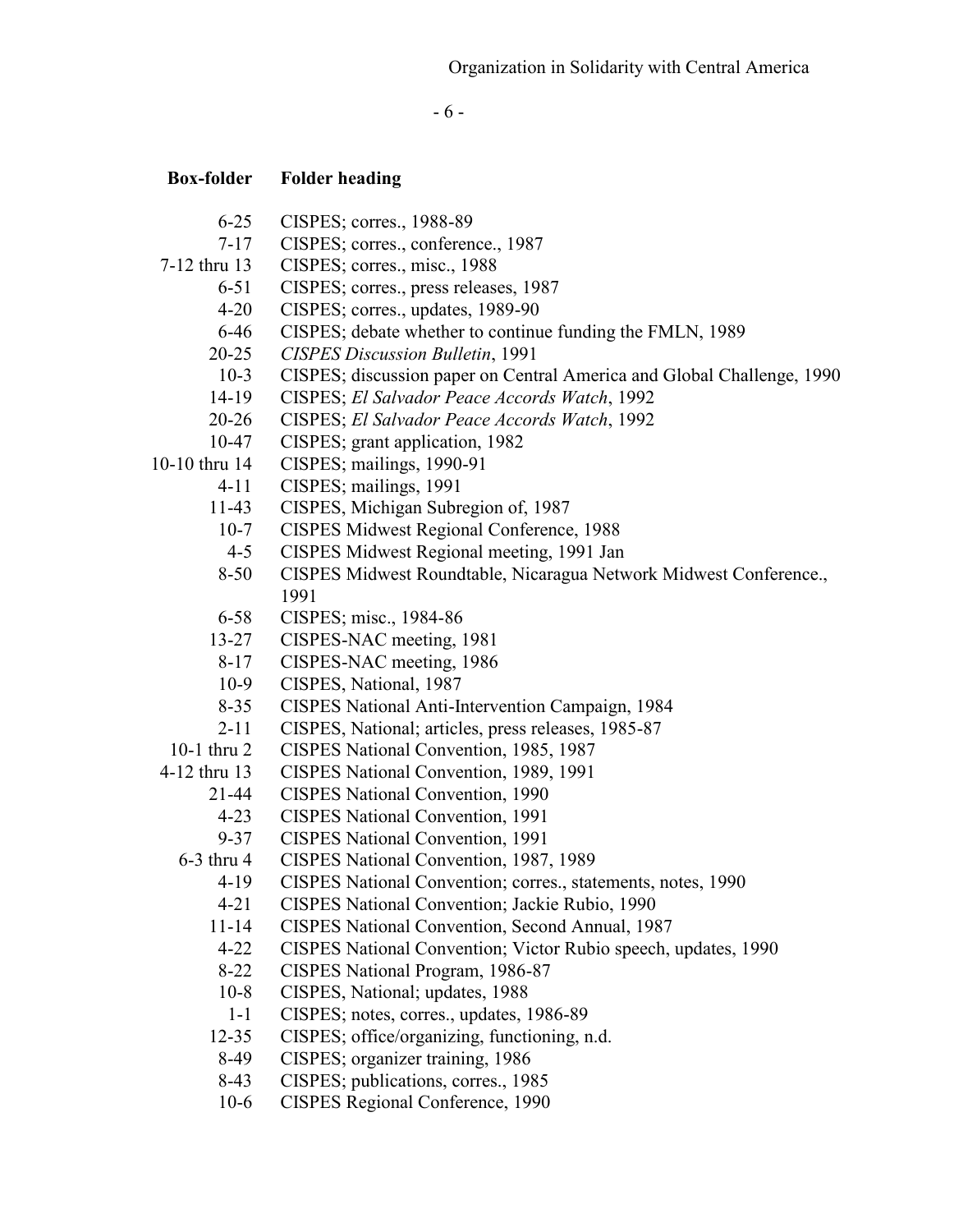| Box-folder | Folder heading |
|---|---|
| 6-25 | CISPES; corres., 1988-89 |
| 7-17 | CISPES; corres., conference., 1987 |
| 7-12 thru 13 | CISPES; corres., misc., 1988 |
| 6-51 | CISPES; corres., press releases, 1987 |
| 4-20 | CISPES; corres., updates, 1989-90 |
| 6-46 | CISPES; debate whether to continue funding the FMLN, 1989 |
| 20-25 | *CISPES Discussion Bulletin*, 1991 |
| 10-3 | CISPES; discussion paper on Central America and Global Challenge, 1990 |
| 14-19 | CISPES; *El Salvador Peace Accords Watch*, 1992 |
| 20-26 | CISPES; *El Salvador Peace Accords Watch*, 1992 |
| 10-47 | CISPES; grant application, 1982 |
| 10-10 thru 14 | CISPES; mailings, 1990-91 |
| 4-11 | CISPES; mailings, 1991 |
| 11-43 | CISPES, Michigan Subregion of, 1987 |
| 10-7 | CISPES Midwest Regional Conference, 1988 |
| 4-5 | CISPES Midwest Regional meeting, 1991 Jan |
| 8-50 | CISPES Midwest Roundtable, Nicaragua Network Midwest Conference., 1991 |
| 6-58 | CISPES; misc., 1984-86 |
| 13-27 | CISPES-NAC meeting, 1981 |
| 8-17 | CISPES-NAC meeting, 1986 |
| 10-9 | CISPES, National, 1987 |
| 8-35 | CISPES National Anti-Intervention Campaign, 1984 |
| 2-11 | CISPES, National; articles, press releases, 1985-87 |
| 10-1 thru 2 | CISPES National Convention, 1985, 1987 |
| 4-12 thru 13 | CISPES National Convention, 1989, 1991 |
| 21-44 | CISPES National Convention, 1990 |
| 4-23 | CISPES National Convention, 1991 |
| 9-37 | CISPES National Convention, 1991 |
| 6-3 thru 4 | CISPES National Convention, 1987, 1989 |
| 4-19 | CISPES National Convention; corres., statements, notes, 1990 |
| 4-21 | CISPES National Convention; Jackie Rubio, 1990 |
| 11-14 | CISPES National Convention, Second Annual, 1987 |
| 4-22 | CISPES National Convention; Victor Rubio speech, updates, 1990 |
| 8-22 | CISPES National Program, 1986-87 |
| 10-8 | CISPES, National; updates, 1988 |
| 1-1 | CISPES; notes, corres., updates, 1986-89 |
| 12-35 | CISPES; office/organizing, functioning, n.d. |
| 8-49 | CISPES; organizer training, 1986 |
| 8-43 | CISPES; publications, corres., 1985 |
| 10-6 | CISPES Regional Conference, 1990 |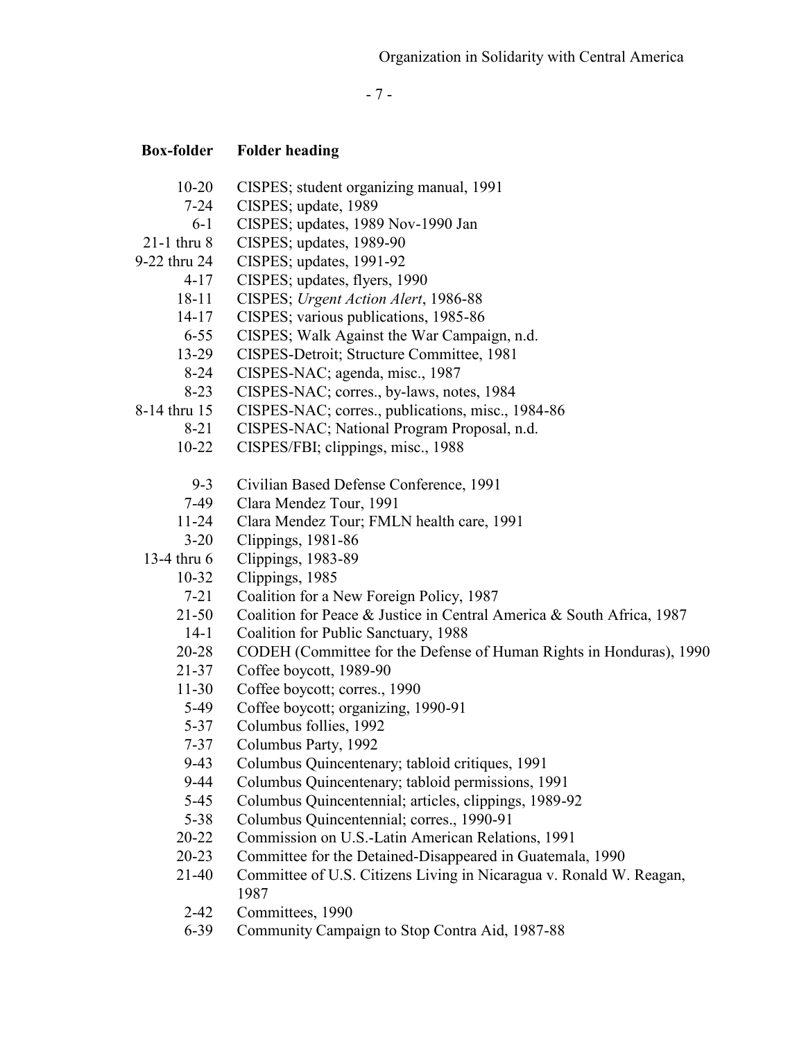| Box-folder | Folder heading |
| --- | --- |
| 10-20 | CISPES; student organizing manual, 1991 |
| 7-24 | CISPES; update, 1989 |
| 6-1 | CISPES; updates, 1989 Nov-1990 Jan |
| 21-1 thru 8 | CISPES; updates, 1989-90 |
| 9-22 thru 24 | CISPES; updates, 1991-92 |
| 4-17 | CISPES; updates, flyers, 1990 |
| 18-11 | CISPES; *Urgent Action Alert*, 1986-88 |
| 14-17 | CISPES; various publications, 1985-86 |
| 6-55 | CISPES; Walk Against the War Campaign, n.d. |
| 13-29 | CISPES-Detroit; Structure Committee, 1981 |
| 8-24 | CISPES-NAC; agenda, misc., 1987 |
| 8-23 | CISPES-NAC; corres., by-laws, notes, 1984 |
| 8-14 thru 15 | CISPES-NAC; corres., publications, misc., 1984-86 |
| 8-21 | CISPES-NAC; National Program Proposal, n.d. |
| 10-22 | CISPES/FBI; clippings, misc., 1988 |
| | |
| 9-3 | Civilian Based Defense Conference, 1991 |
| 7-49 | Clara Mendez Tour, 1991 |
| 11-24 | Clara Mendez Tour; FMLN health care, 1991 |
| 3-20 | Clippings, 1981-86 |
| 13-4 thru 6 | Clippings, 1983-89 |
| 10-32 | Clippings, 1985 |
| 7-21 | Coalition for a New Foreign Policy, 1987 |
| 21-50 | Coalition for Peace & Justice in Central America & South Africa, 1987 |
| 14-1 | Coalition for Public Sanctuary, 1988 |
| 20-28 | CODEH (Committee for the Defense of Human Rights in Honduras), 1990 |
| 21-37 | Coffee boycott, 1989-90 |
| 11-30 | Coffee boycott; corres., 1990 |
| 5-49 | Coffee boycott; organizing, 1990-91 |
| 5-37 | Columbus follies, 1992 |
| 7-37 | Columbus Party, 1992 |
| 9-43 | Columbus Quincentenary; tabloid critiques, 1991 |
| 9-44 | Columbus Quincentenary; tabloid permissions, 1991 |
| 5-45 | Columbus Quincentennial; articles, clippings, 1989-92 |
| 5-38 | Columbus Quincentennial; corres., 1990-91 |
| 20-22 | Commission on U.S.-Latin American Relations, 1991 |
| 20-23 | Committee for the Detained-Disappeared in Guatemala, 1990 |
| 21-40 | Committee of U.S. Citizens Living in Nicaragua v. Ronald W. Reagan, 1987 |
| 2-42 | Committees, 1990 |
| 6-39 | Community Campaign to Stop Contra Aid, 1987-88 |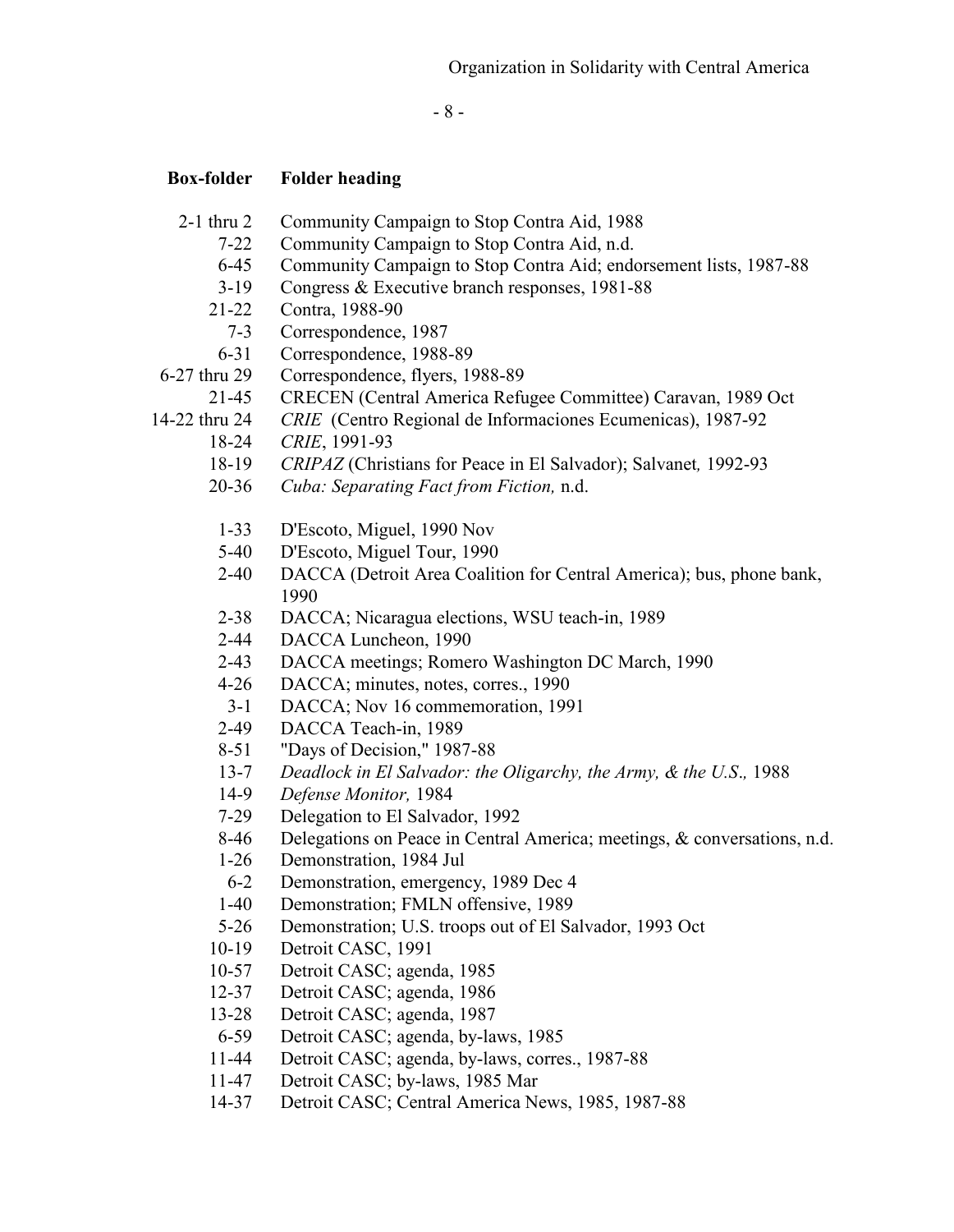| Box-folder | Folder heading |
|---|---|
| 2-1 thru 2 | Community Campaign to Stop Contra Aid, 1988 |
| 7-22 | Community Campaign to Stop Contra Aid, n.d. |
| 6-45 | Community Campaign to Stop Contra Aid; endorsement lists, 1987-88 |
| 3-19 | Congress & Executive branch responses, 1981-88 |
| 21-22 | Contra, 1988-90 |
| 7-3 | Correspondence, 1987 |
| 6-31 | Correspondence, 1988-89 |
| 6-27 thru 29 | Correspondence, flyers, 1988-89 |
| 21-45 | CRECEN (Central America Refugee Committee) Caravan, 1989 Oct |
| 14-22 thru 24 | *CRIE* (Centro Regional de Informaciones Ecumenicas), 1987-92 |
| 18-24 | *CRIE*, 1991-93 |
| 18-19 | *CRIPAZ* (Christians for Peace in El Salvador); Salvanet, 1992-93 |
| 20-36 | *Cuba: Separating Fact from Fiction,* n.d. |
| | |
| 1-33 | D'Escoto, Miguel, 1990 Nov |
| 5-40 | D'Escoto, Miguel Tour, 1990 |
| 2-40 | DACCA (Detroit Area Coalition for Central America); bus, phone bank, 1990 |
| 2-38 | DACCA; Nicaragua elections, WSU teach-in, 1989 |
| 2-44 | DACCA Luncheon, 1990 |
| 2-43 | DACCA meetings; Romero Washington DC March, 1990 |
| 4-26 | DACCA; minutes, notes, corres., 1990 |
| 3-1 | DACCA; Nov 16 commemoration, 1991 |
| 2-49 | DACCA Teach-in, 1989 |
| 8-51 | "Days of Decision," 1987-88 |
| 13-7 | *Deadlock in El Salvador: the Oligarchy, the Army, & the U.S.,* 1988 |
| 14-9 | *Defense Monitor,* 1984 |
| 7-29 | Delegation to El Salvador, 1992 |
| 8-46 | Delegations on Peace in Central America; meetings, & conversations, n.d. |
| 1-26 | Demonstration, 1984 Jul |
| 6-2 | Demonstration, emergency, 1989 Dec 4 |
| 1-40 | Demonstration; FMLN offensive, 1989 |
| 5-26 | Demonstration; U.S. troops out of El Salvador, 1993 Oct |
| 10-19 | Detroit CASC, 1991 |
| 10-57 | Detroit CASC; agenda, 1985 |
| 12-37 | Detroit CASC; agenda, 1986 |
| 13-28 | Detroit CASC; agenda, 1987 |
| 6-59 | Detroit CASC; agenda, by-laws, 1985 |
| 11-44 | Detroit CASC; agenda, by-laws, corres., 1987-88 |
| 11-47 | Detroit CASC; by-laws, 1985 Mar |
| 14-37 | Detroit CASC; Central America News, 1985, 1987-88 |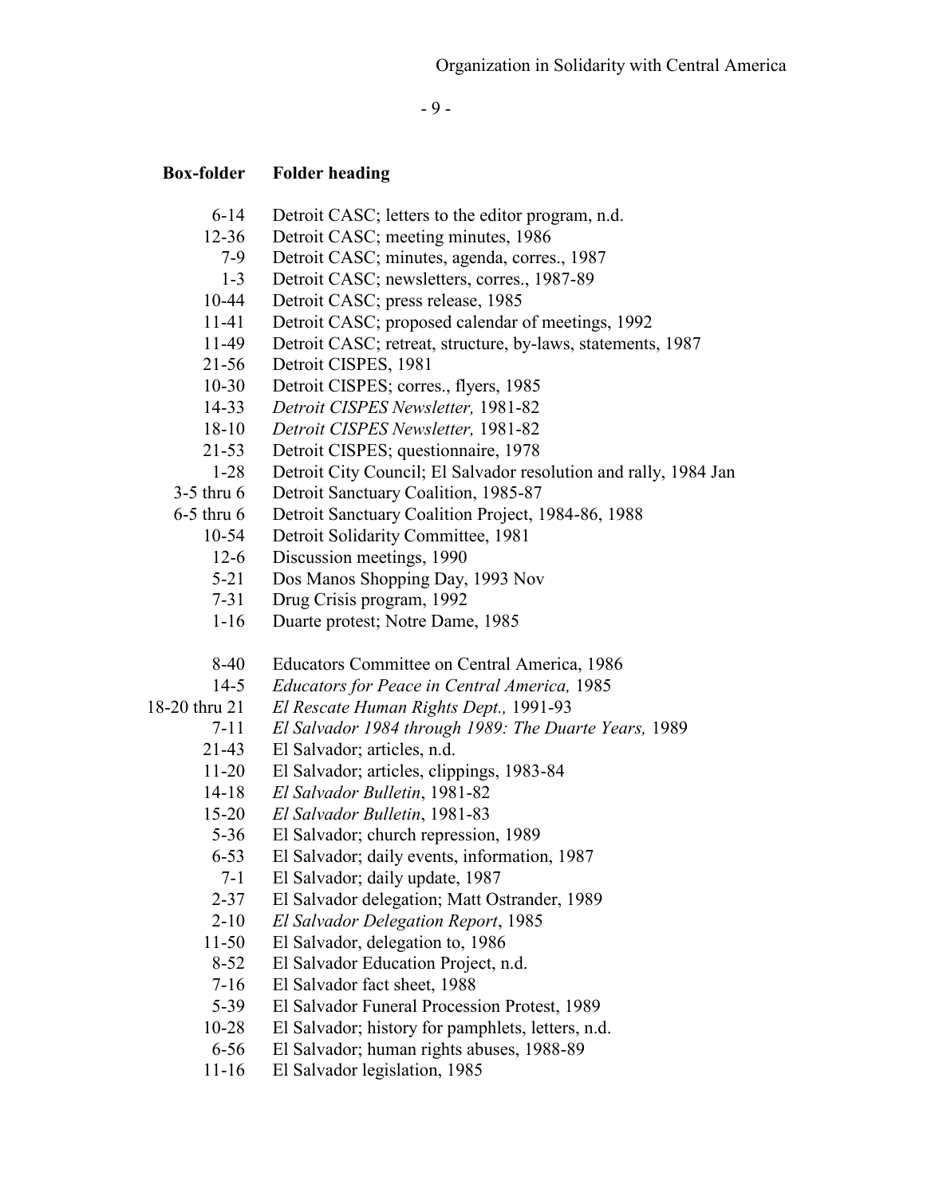| Box-folder | Folder heading |
|---|---|
| 6-14 | Detroit CASC; letters to the editor program, n.d. |
| 12-36 | Detroit CASC; meeting minutes, 1986 |
| 7-9 | Detroit CASC; minutes, agenda, corres., 1987 |
| 1-3 | Detroit CASC; newsletters, corres., 1987-89 |
| 10-44 | Detroit CASC; press release, 1985 |
| 11-41 | Detroit CASC; proposed calendar of meetings, 1992 |
| 11-49 | Detroit CASC; retreat, structure, by-laws, statements, 1987 |
| 21-56 | Detroit CISPES, 1981 |
| 10-30 | Detroit CISPES; corres., flyers, 1985 |
| 14-33 | *Detroit CISPES Newsletter,* 1981-82 |
| 18-10 | *Detroit CISPES Newsletter,* 1981-82 |
| 21-53 | Detroit CISPES; questionnaire, 1978 |
| 1-28 | Detroit City Council; El Salvador resolution and rally, 1984 Jan |
| 3-5 thru 6 | Detroit Sanctuary Coalition, 1985-87 |
| 6-5 thru 6 | Detroit Sanctuary Coalition Project, 1984-86, 1988 |
| 10-54 | Detroit Solidarity Committee, 1981 |
| 12-6 | Discussion meetings, 1990 |
| 5-21 | Dos Manos Shopping Day, 1993 Nov |
| 7-31 | Drug Crisis program, 1992 |
| 1-16 | Duarte protest; Notre Dame, 1985 |
| | |
| 8-40 | Educators Committee on Central America, 1986 |
| 14-5 | *Educators for Peace in Central America,* 1985 |
| 18-20 thru 21 | *El Rescate Human Rights Dept.,* 1991-93 |
| 7-11 | *El Salvador 1984 through 1989: The Duarte Years,* 1989 |
| 21-43 | El Salvador; articles, n.d. |
| 11-20 | El Salvador; articles, clippings, 1983-84 |
| 14-18 | *El Salvador Bulletin*, 1981-82 |
| 15-20 | *El Salvador Bulletin*, 1981-83 |
| 5-36 | El Salvador; church repression, 1989 |
| 6-53 | El Salvador; daily events, information, 1987 |
| 7-1 | El Salvador; daily update, 1987 |
| 2-37 | El Salvador delegation; Matt Ostrander, 1989 |
| 2-10 | *El Salvador Delegation Report*, 1985 |
| 11-50 | El Salvador, delegation to, 1986 |
| 8-52 | El Salvador Education Project, n.d. |
| 7-16 | El Salvador fact sheet, 1988 |
| 5-39 | El Salvador Funeral Procession Protest, 1989 |
| 10-28 | El Salvador; history for pamphlets, letters, n.d. |
| 6-56 | El Salvador; human rights abuses, 1988-89 |
| 11-16 | El Salvador legislation, 1985 |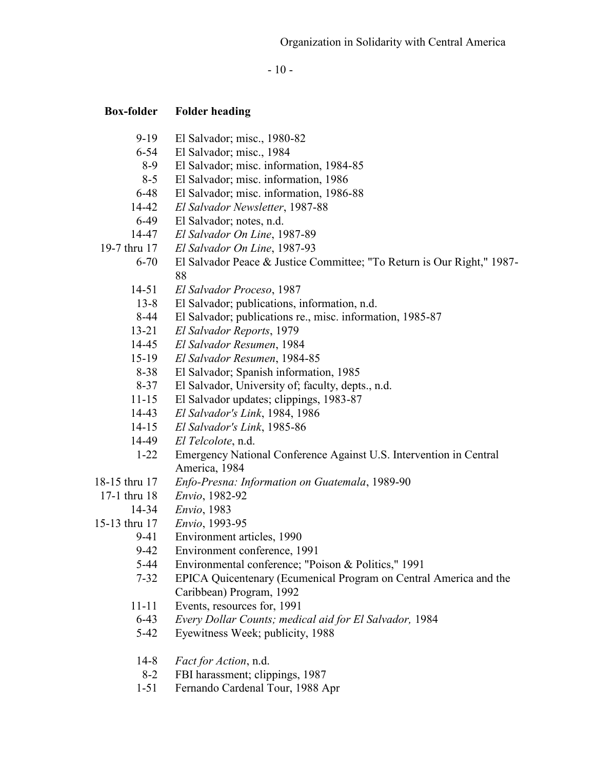| Box-folder | Folder heading |
|---|---|
| 9-19 | El Salvador; misc., 1980-82 |
| 6-54 | El Salvador; misc., 1984 |
| 8-9 | El Salvador; misc. information, 1984-85 |
| 8-5 | El Salvador; misc. information, 1986 |
| 6-48 | El Salvador; misc. information, 1986-88 |
| 14-42 | *El Salvador Newsletter*, 1987-88 |
| 6-49 | El Salvador; notes, n.d. |
| 14-47 | *El Salvador On Line*, 1987-89 |
| 19-7 thru 17 | *El Salvador On Line*, 1987-93 |
| 6-70 | El Salvador Peace & Justice Committee; "To Return is Our Right," 1987-88 |
| 14-51 | *El Salvador Proceso*, 1987 |
| 13-8 | El Salvador; publications, information, n.d. |
| 8-44 | El Salvador; publications re., misc. information, 1985-87 |
| 13-21 | *El Salvador Reports*, 1979 |
| 14-45 | *El Salvador Resumen*, 1984 |
| 15-19 | *El Salvador Resumen*, 1984-85 |
| 8-38 | El Salvador; Spanish information, 1985 |
| 8-37 | El Salvador, University of; faculty, depts., n.d. |
| 11-15 | El Salvador updates; clippings, 1983-87 |
| 14-43 | *El Salvador's Link*, 1984, 1986 |
| 14-15 | *El Salvador's Link*, 1985-86 |
| 14-49 | *El Telcolote*, n.d. |
| 1-22 | Emergency National Conference Against U.S. Intervention in Central America, 1984 |
| 18-15 thru 17 | *Enfo-Presna: Information on Guatemala*, 1989-90 |
| 17-1 thru 18 | *Envio*, 1982-92 |
| 14-34 | *Envio*, 1983 |
| 15-13 thru 17 | *Envio*, 1993-95 |
| 9-41 | Environment articles, 1990 |
| 9-42 | Environment conference, 1991 |
| 5-44 | Environmental conference; "Poison & Politics," 1991 |
| 7-32 | EPICA Quicentenary (Ecumenical Program on Central America and the Caribbean) Program, 1992 |
| 11-11 | Events, resources for, 1991 |
| 6-43 | *Every Dollar Counts; medical aid for El Salvador,* 1984 |
| 5-42 | Eyewitness Week; publicity, 1988 |
| 14-8 | *Fact for Action*, n.d. |
| 8-2 | FBI harassment; clippings, 1987 |
| 1-51 | Fernando Cardenal Tour, 1988 Apr |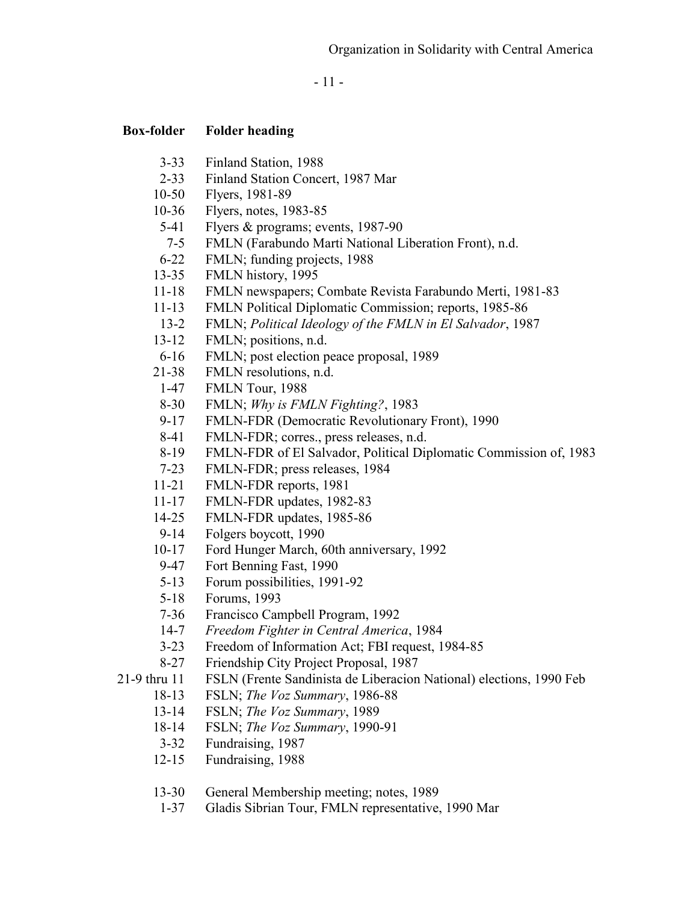| Box-folder | Folder heading |
|---|---|
| 3-33 | Finland Station, 1988 |
| 2-33 | Finland Station Concert, 1987 Mar |
| 10-50 | Flyers, 1981-89 |
| 10-36 | Flyers, notes, 1983-85 |
| 5-41 | Flyers & programs; events, 1987-90 |
| 7-5 | FMLN (Farabundo Marti National Liberation Front), n.d. |
| 6-22 | FMLN; funding projects, 1988 |
| 13-35 | FMLN history, 1995 |
| 11-18 | FMLN newspapers; Combate Revista Farabundo Merti, 1981-83 |
| 11-13 | FMLN Political Diplomatic Commission; reports, 1985-86 |
| 13-2 | FMLN; *Political Ideology of the FMLN in El Salvador*, 1987 |
| 13-12 | FMLN; positions, n.d. |
| 6-16 | FMLN; post election peace proposal, 1989 |
| 21-38 | FMLN resolutions, n.d. |
| 1-47 | FMLN Tour, 1988 |
| 8-30 | FMLN; *Why is FMLN Fighting?*, 1983 |
| 9-17 | FMLN-FDR (Democratic Revolutionary Front), 1990 |
| 8-41 | FMLN-FDR; corres., press releases, n.d. |
| 8-19 | FMLN-FDR of El Salvador, Political Diplomatic Commission of, 1983 |
| 7-23 | FMLN-FDR; press releases, 1984 |
| 11-21 | FMLN-FDR reports, 1981 |
| 11-17 | FMLN-FDR updates, 1982-83 |
| 14-25 | FMLN-FDR updates, 1985-86 |
| 9-14 | Folgers boycott, 1990 |
| 10-17 | Ford Hunger March, 60th anniversary, 1992 |
| 9-47 | Fort Benning Fast, 1990 |
| 5-13 | Forum possibilities, 1991-92 |
| 5-18 | Forums, 1993 |
| 7-36 | Francisco Campbell Program, 1992 |
| 14-7 | *Freedom Fighter in Central America*, 1984 |
| 3-23 | Freedom of Information Act; FBI request, 1984-85 |
| 8-27 | Friendship City Project Proposal, 1987 |
| 21-9 thru 11 | FSLN (Frente Sandinista de Liberacion National) elections, 1990 Feb |
| 18-13 | FSLN; *The Voz Summary*, 1986-88 |
| 13-14 | FSLN; *The Voz Summary*, 1989 |
| 18-14 | FSLN; *The Voz Summary*, 1990-91 |
| 3-32 | Fundraising, 1987 |
| 12-15 | Fundraising, 1988 |
| 13-30 | General Membership meeting; notes, 1989 |
| 1-37 | Gladis Sibrian Tour, FMLN representative, 1990 Mar |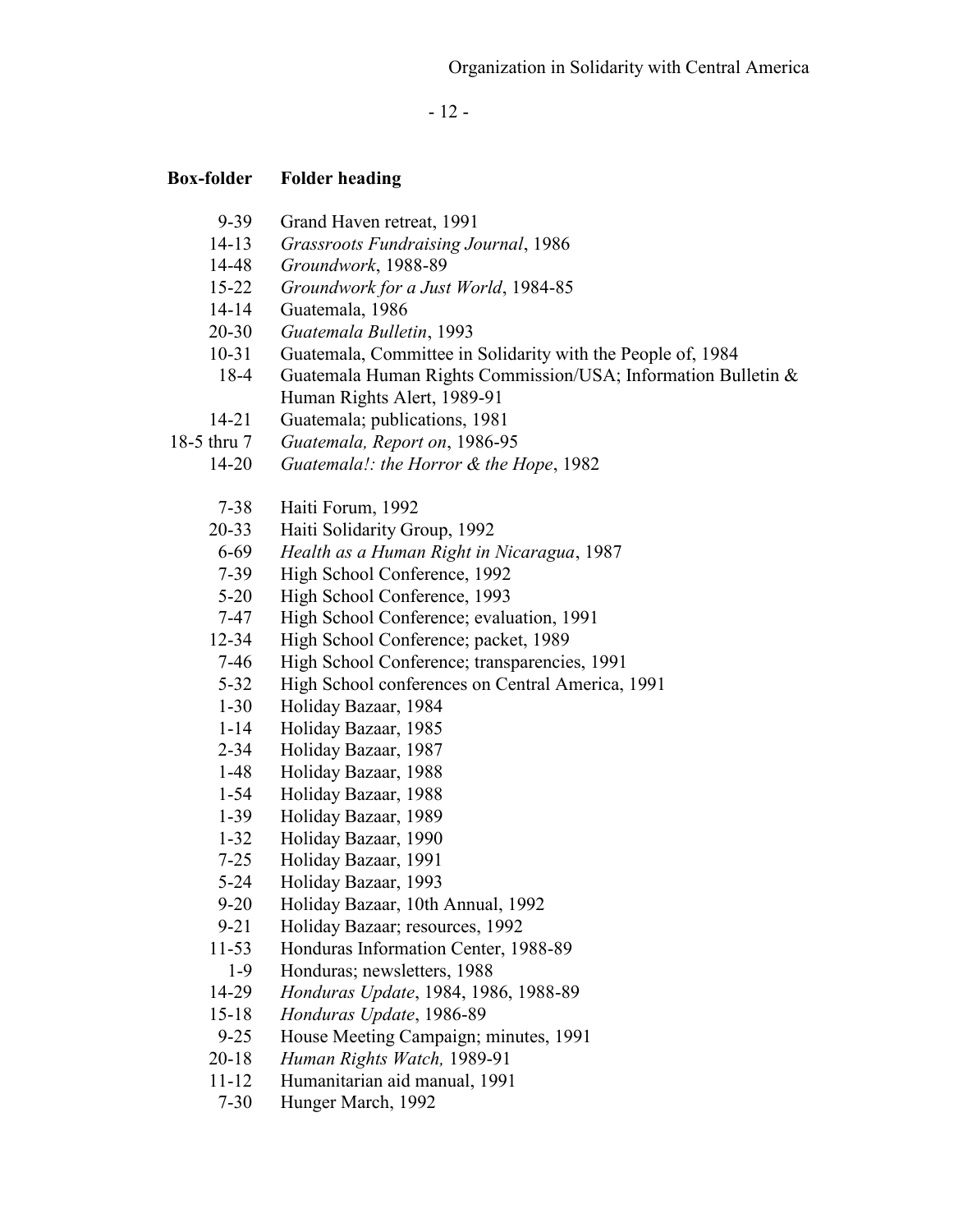| Box-folder | Folder heading |
|---|---|
| 9-39 | Grand Haven retreat, 1991 |
| 14-13 | *Grassroots Fundraising Journal*, 1986 |
| 14-48 | *Groundwork*, 1988-89 |
| 15-22 | *Groundwork for a Just World*, 1984-85 |
| 14-14 | Guatemala, 1986 |
| 20-30 | *Guatemala Bulletin*, 1993 |
| 10-31 | Guatemala, Committee in Solidarity with the People of, 1984 |
| 18-4 | Guatemala Human Rights Commission/USA; Information Bulletin & Human Rights Alert, 1989-91 |
| 14-21 | Guatemala; publications, 1981 |
| 18-5 thru 7 | *Guatemala, Report on*, 1986-95 |
| 14-20 | *Guatemala!: the Horror & the Hope*, 1982 |
| | |
| 7-38 | Haiti Forum, 1992 |
| 20-33 | Haiti Solidarity Group, 1992 |
| 6-69 | *Health as a Human Right in Nicaragua*, 1987 |
| 7-39 | High School Conference, 1992 |
| 5-20 | High School Conference, 1993 |
| 7-47 | High School Conference; evaluation, 1991 |
| 12-34 | High School Conference; packet, 1989 |
| 7-46 | High School Conference; transparencies, 1991 |
| 5-32 | High School conferences on Central America, 1991 |
| 1-30 | Holiday Bazaar, 1984 |
| 1-14 | Holiday Bazaar, 1985 |
| 2-34 | Holiday Bazaar, 1987 |
| 1-48 | Holiday Bazaar, 1988 |
| 1-54 | Holiday Bazaar, 1988 |
| 1-39 | Holiday Bazaar, 1989 |
| 1-32 | Holiday Bazaar, 1990 |
| 7-25 | Holiday Bazaar, 1991 |
| 5-24 | Holiday Bazaar, 1993 |
| 9-20 | Holiday Bazaar, 10th Annual, 1992 |
| 9-21 | Holiday Bazaar; resources, 1992 |
| 11-53 | Honduras Information Center, 1988-89 |
| 1-9 | Honduras; newsletters, 1988 |
| 14-29 | *Honduras Update*, 1984, 1986, 1988-89 |
| 15-18 | *Honduras Update*, 1986-89 |
| 9-25 | House Meeting Campaign; minutes, 1991 |
| 20-18 | *Human Rights Watch,* 1989-91 |
| 11-12 | Humanitarian aid manual, 1991 |
| 7-30 | Hunger March, 1992 |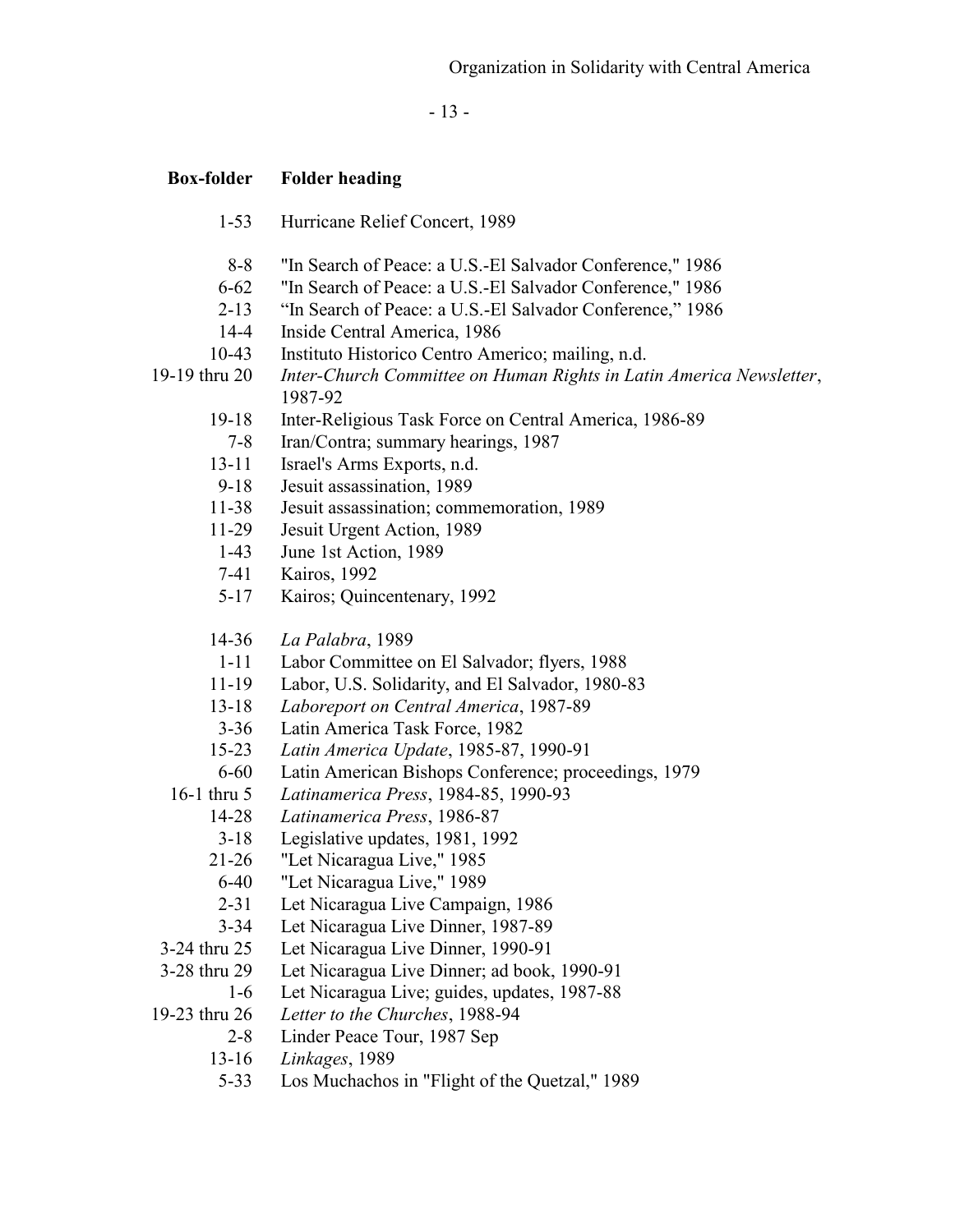| Box-folder | Folder heading |
|---|---|
| 1-53 | Hurricane Relief Concert, 1989 |
| | |
| 8-8 | "In Search of Peace: a U.S.-El Salvador Conference," 1986 |
| 6-62 | "In Search of Peace: a U.S.-El Salvador Conference," 1986 |
| 2-13 | "In Search of Peace: a U.S.-El Salvador Conference," 1986 |
| 14-4 | Inside Central America, 1986 |
| 10-43 | Instituto Historico Centro Americo; mailing, n.d. |
| 19-19 thru 20 | *Inter-Church Committee on Human Rights in Latin America Newsletter*, 1987-92 |
| 19-18 | Inter-Religious Task Force on Central America, 1986-89 |
| 7-8 | Iran/Contra; summary hearings, 1987 |
| 13-11 | Israel's Arms Exports, n.d. |
| 9-18 | Jesuit assassination, 1989 |
| 11-38 | Jesuit assassination; commemoration, 1989 |
| 11-29 | Jesuit Urgent Action, 1989 |
| 1-43 | June 1st Action, 1989 |
| 7-41 | Kairos, 1992 |
| 5-17 | Kairos; Quincentenary, 1992 |
| | |
| 14-36 | *La Palabra*, 1989 |
| 1-11 | Labor Committee on El Salvador; flyers, 1988 |
| 11-19 | Labor, U.S. Solidarity, and El Salvador, 1980-83 |
| 13-18 | *Laboreport on Central America*, 1987-89 |
| 3-36 | Latin America Task Force, 1982 |
| 15-23 | *Latin America Update*, 1985-87, 1990-91 |
| 6-60 | Latin American Bishops Conference; proceedings, 1979 |
| 16-1 thru 5 | *Latinamerica Press*, 1984-85, 1990-93 |
| 14-28 | *Latinamerica Press*, 1986-87 |
| 3-18 | Legislative updates, 1981, 1992 |
| 21-26 | "Let Nicaragua Live," 1985 |
| 6-40 | "Let Nicaragua Live," 1989 |
| 2-31 | Let Nicaragua Live Campaign, 1986 |
| 3-34 | Let Nicaragua Live Dinner, 1987-89 |
| 3-24 thru 25 | Let Nicaragua Live Dinner, 1990-91 |
| 3-28 thru 29 | Let Nicaragua Live Dinner; ad book, 1990-91 |
| 1-6 | Let Nicaragua Live; guides, updates, 1987-88 |
| 19-23 thru 26 | *Letter to the Churches*, 1988-94 |
| 2-8 | Linder Peace Tour, 1987 Sep |
| 13-16 | *Linkages*, 1989 |
| 5-33 | Los Muchachos in "Flight of the Quetzal," 1989 |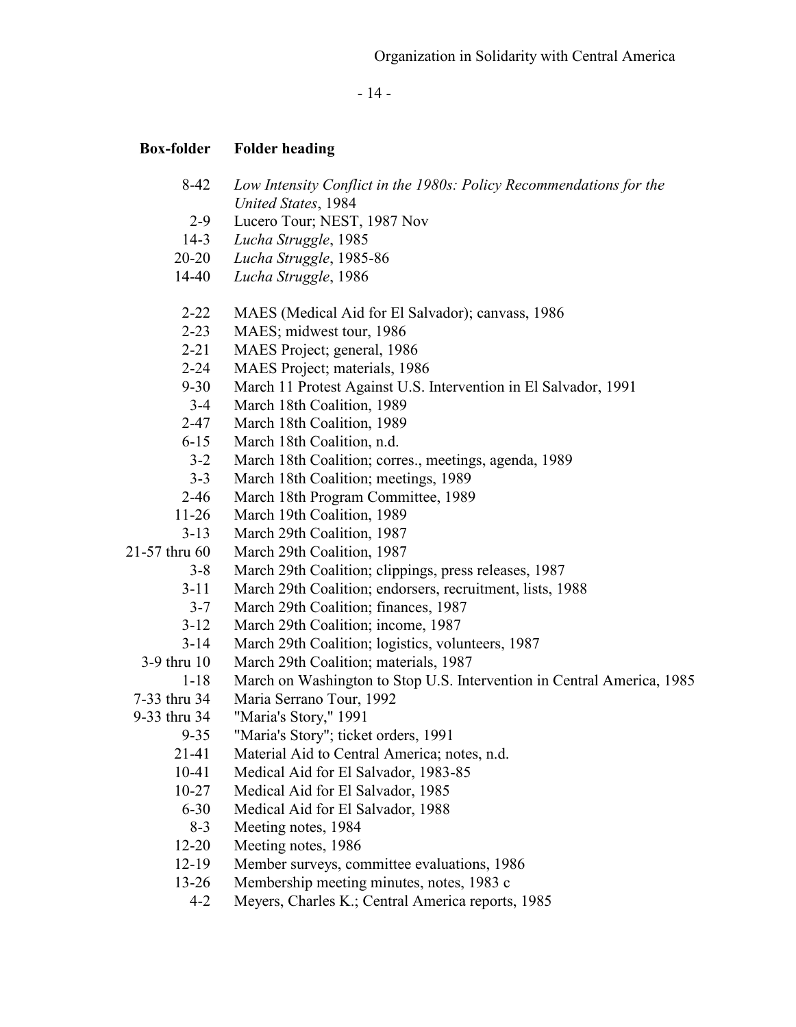| Box-folder | Folder heading |
|---|---|
| 8-42 | *Low Intensity Conflict in the 1980s: Policy Recommendations for the United States*, 1984 |
| 2-9 | Lucero Tour; NEST, 1987 Nov |
| 14-3 | *Lucha Struggle*, 1985 |
| 20-20 | *Lucha Struggle*, 1985-86 |
| 14-40 | *Lucha Struggle*, 1986 |
| | |
| 2-22 | MAES (Medical Aid for El Salvador); canvass, 1986 |
| 2-23 | MAES; midwest tour, 1986 |
| 2-21 | MAES Project; general, 1986 |
| 2-24 | MAES Project; materials, 1986 |
| 9-30 | March 11 Protest Against U.S. Intervention in El Salvador, 1991 |
| 3-4 | March 18th Coalition, 1989 |
| 2-47 | March 18th Coalition, 1989 |
| 6-15 | March 18th Coalition, n.d. |
| 3-2 | March 18th Coalition; corres., meetings, agenda, 1989 |
| 3-3 | March 18th Coalition; meetings, 1989 |
| 2-46 | March 18th Program Committee, 1989 |
| 11-26 | March 19th Coalition, 1989 |
| 3-13 | March 29th Coalition, 1987 |
| 21-57 thru 60 | March 29th Coalition, 1987 |
| 3-8 | March 29th Coalition; clippings, press releases, 1987 |
| 3-11 | March 29th Coalition; endorsers, recruitment, lists, 1988 |
| 3-7 | March 29th Coalition; finances, 1987 |
| 3-12 | March 29th Coalition; income, 1987 |
| 3-14 | March 29th Coalition; logistics, volunteers, 1987 |
| 3-9 thru 10 | March 29th Coalition; materials, 1987 |
| 1-18 | March on Washington to Stop U.S. Intervention in Central America, 1985 |
| 7-33 thru 34 | Maria Serrano Tour, 1992 |
| 9-33 thru 34 | "Maria's Story," 1991 |
| 9-35 | "Maria's Story"; ticket orders, 1991 |
| 21-41 | Material Aid to Central America; notes, n.d. |
| 10-41 | Medical Aid for El Salvador, 1983-85 |
| 10-27 | Medical Aid for El Salvador, 1985 |
| 6-30 | Medical Aid for El Salvador, 1988 |
| 8-3 | Meeting notes, 1984 |
| 12-20 | Meeting notes, 1986 |
| 12-19 | Member surveys, committee evaluations, 1986 |
| 13-26 | Membership meeting minutes, notes, 1983 c |
| 4-2 | Meyers, Charles K.; Central America reports, 1985 |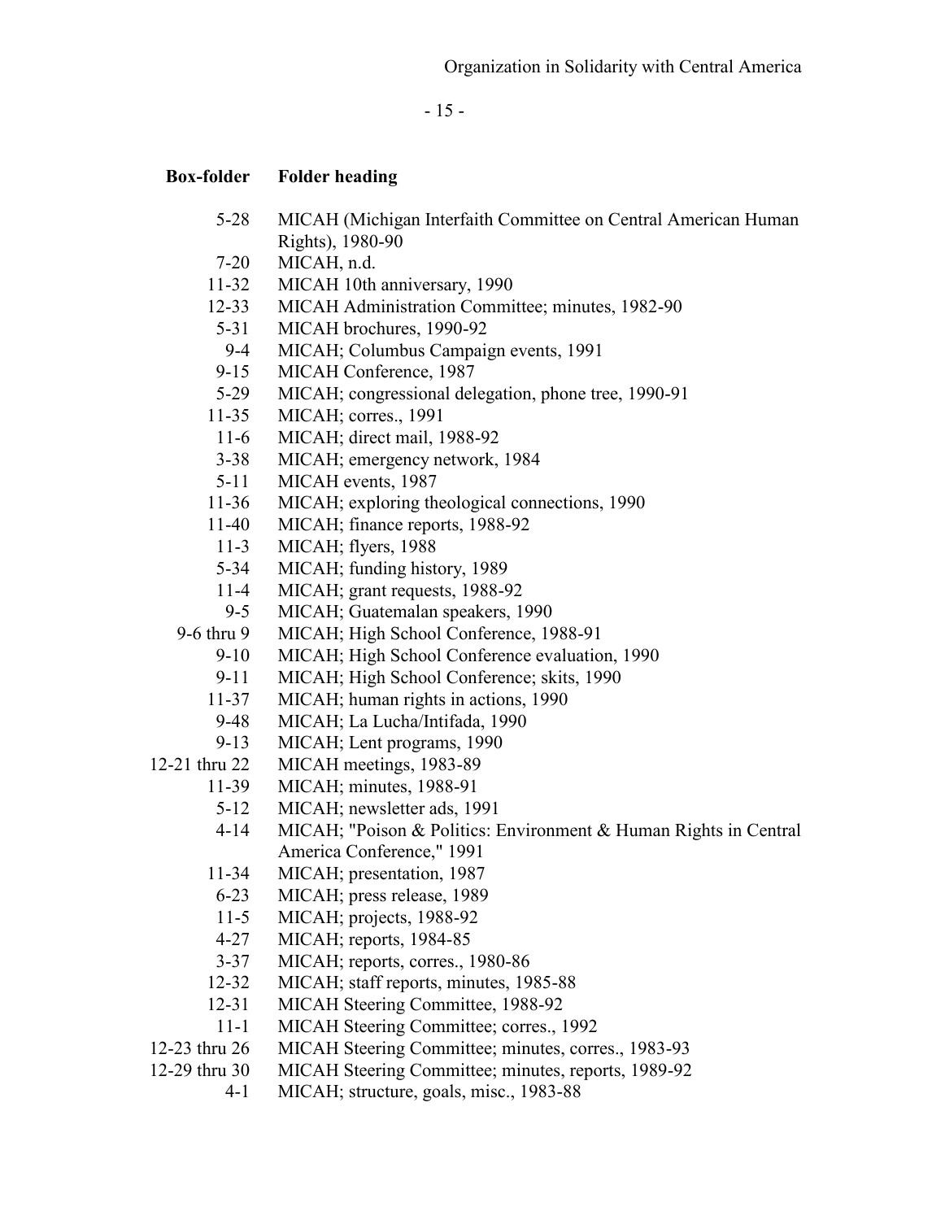| Box-folder | Folder heading |
|---|---|
| 5-28 | MICAH (Michigan Interfaith Committee on Central American Human Rights), 1980-90 |
| 7-20 | MICAH, n.d. |
| 11-32 | MICAH 10th anniversary, 1990 |
| 12-33 | MICAH Administration Committee; minutes, 1982-90 |
| 5-31 | MICAH brochures, 1990-92 |
| 9-4 | MICAH; Columbus Campaign events, 1991 |
| 9-15 | MICAH Conference, 1987 |
| 5-29 | MICAH; congressional delegation, phone tree, 1990-91 |
| 11-35 | MICAH; corres., 1991 |
| 11-6 | MICAH; direct mail, 1988-92 |
| 3-38 | MICAH; emergency network, 1984 |
| 5-11 | MICAH events, 1987 |
| 11-36 | MICAH; exploring theological connections, 1990 |
| 11-40 | MICAH; finance reports, 1988-92 |
| 11-3 | MICAH; flyers, 1988 |
| 5-34 | MICAH; funding history, 1989 |
| 11-4 | MICAH; grant requests, 1988-92 |
| 9-5 | MICAH; Guatemalan speakers, 1990 |
| 9-6 thru 9 | MICAH; High School Conference, 1988-91 |
| 9-10 | MICAH; High School Conference evaluation, 1990 |
| 9-11 | MICAH; High School Conference; skits, 1990 |
| 11-37 | MICAH; human rights in actions, 1990 |
| 9-48 | MICAH; La Lucha/Intifada, 1990 |
| 9-13 | MICAH; Lent programs, 1990 |
| 12-21 thru 22 | MICAH meetings, 1983-89 |
| 11-39 | MICAH; minutes, 1988-91 |
| 5-12 | MICAH; newsletter ads, 1991 |
| 4-14 | MICAH; "Poison & Politics: Environment & Human Rights in Central America Conference," 1991 |
| 11-34 | MICAH; presentation, 1987 |
| 6-23 | MICAH; press release, 1989 |
| 11-5 | MICAH; projects, 1988-92 |
| 4-27 | MICAH; reports, 1984-85 |
| 3-37 | MICAH; reports, corres., 1980-86 |
| 12-32 | MICAH; staff reports, minutes, 1985-88 |
| 12-31 | MICAH Steering Committee, 1988-92 |
| 11-1 | MICAH Steering Committee; corres., 1992 |
| 12-23 thru 26 | MICAH Steering Committee; minutes, corres., 1983-93 |
| 12-29 thru 30 | MICAH Steering Committee; minutes, reports, 1989-92 |
| 4-1 | MICAH; structure, goals, misc., 1983-88 |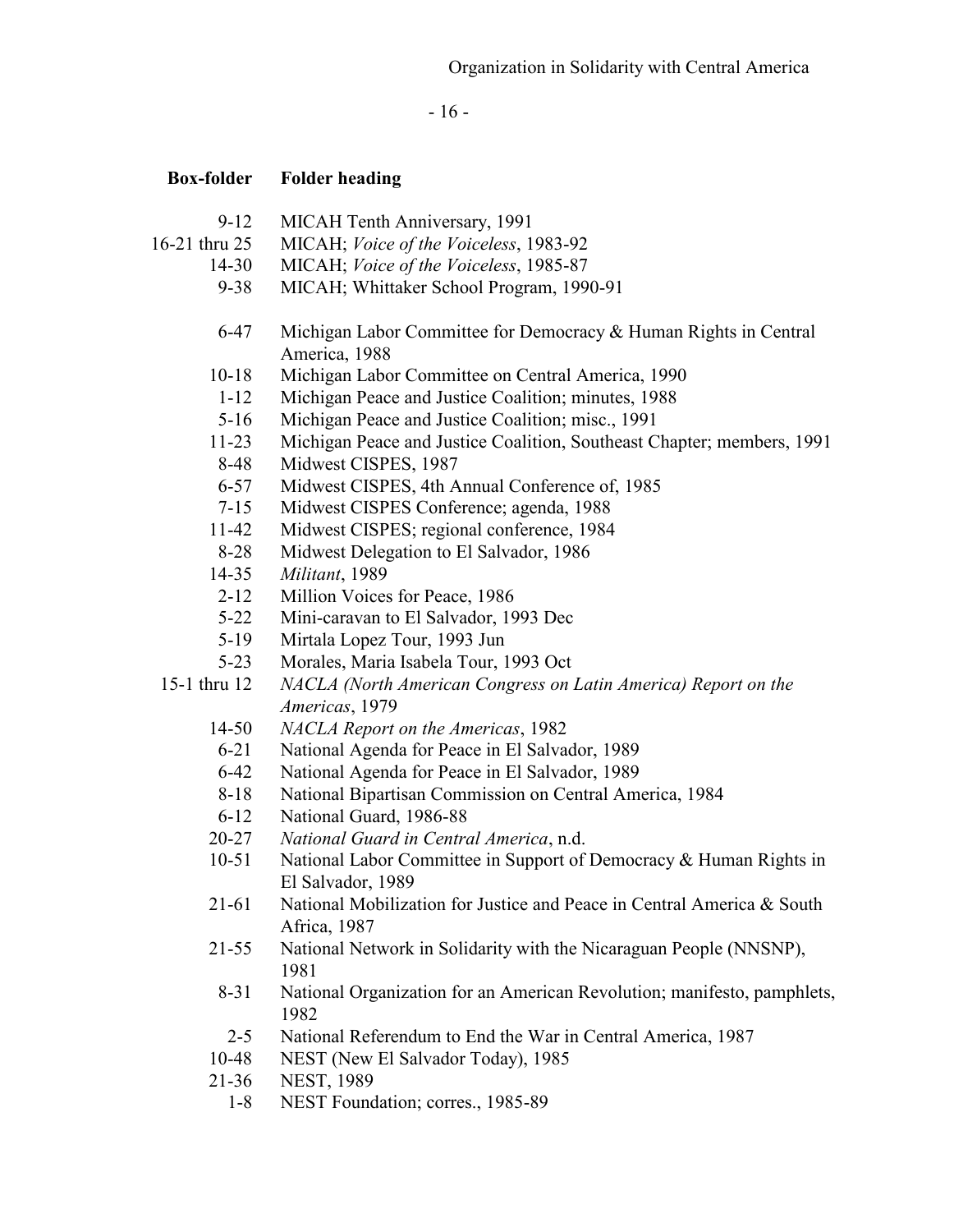| Box-folder | Folder heading |
|---|---|
| 9-12 | MICAH Tenth Anniversary, 1991 |
| 16-21 thru 25 | MICAH; *Voice of the Voiceless*, 1983-92 |
| 14-30 | MICAH; *Voice of the Voiceless*, 1985-87 |
| 9-38 | MICAH; Whittaker School Program, 1990-91 |
| 6-47 | Michigan Labor Committee for Democracy & Human Rights in Central America, 1988 |
| 10-18 | Michigan Labor Committee on Central America, 1990 |
| 1-12 | Michigan Peace and Justice Coalition; minutes, 1988 |
| 5-16 | Michigan Peace and Justice Coalition; misc., 1991 |
| 11-23 | Michigan Peace and Justice Coalition, Southeast Chapter; members, 1991 |
| 8-48 | Midwest CISPES, 1987 |
| 6-57 | Midwest CISPES, 4th Annual Conference of, 1985 |
| 7-15 | Midwest CISPES Conference; agenda, 1988 |
| 11-42 | Midwest CISPES; regional conference, 1984 |
| 8-28 | Midwest Delegation to El Salvador, 1986 |
| 14-35 | *Militant*, 1989 |
| 2-12 | Million Voices for Peace, 1986 |
| 5-22 | Mini-caravan to El Salvador, 1993 Dec |
| 5-19 | Mirtala Lopez Tour, 1993 Jun |
| 5-23 | Morales, Maria Isabela Tour, 1993 Oct |
| 15-1 thru 12 | *NACLA (North American Congress on Latin America) Report on the Americas*, 1979 |
| 14-50 | *NACLA Report on the Americas*, 1982 |
| 6-21 | National Agenda for Peace in El Salvador, 1989 |
| 6-42 | National Agenda for Peace in El Salvador, 1989 |
| 8-18 | National Bipartisan Commission on Central America, 1984 |
| 6-12 | National Guard, 1986-88 |
| 20-27 | *National Guard in Central America*, n.d. |
| 10-51 | National Labor Committee in Support of Democracy & Human Rights in El Salvador, 1989 |
| 21-61 | National Mobilization for Justice and Peace in Central America & South Africa, 1987 |
| 21-55 | National Network in Solidarity with the Nicaraguan People (NNSNP), 1981 |
| 8-31 | National Organization for an American Revolution; manifesto, pamphlets, 1982 |
| 2-5 | National Referendum to End the War in Central America, 1987 |
| 10-48 | NEST (New El Salvador Today), 1985 |
| 21-36 | NEST, 1989 |
| 1-8 | NEST Foundation; corres., 1985-89 |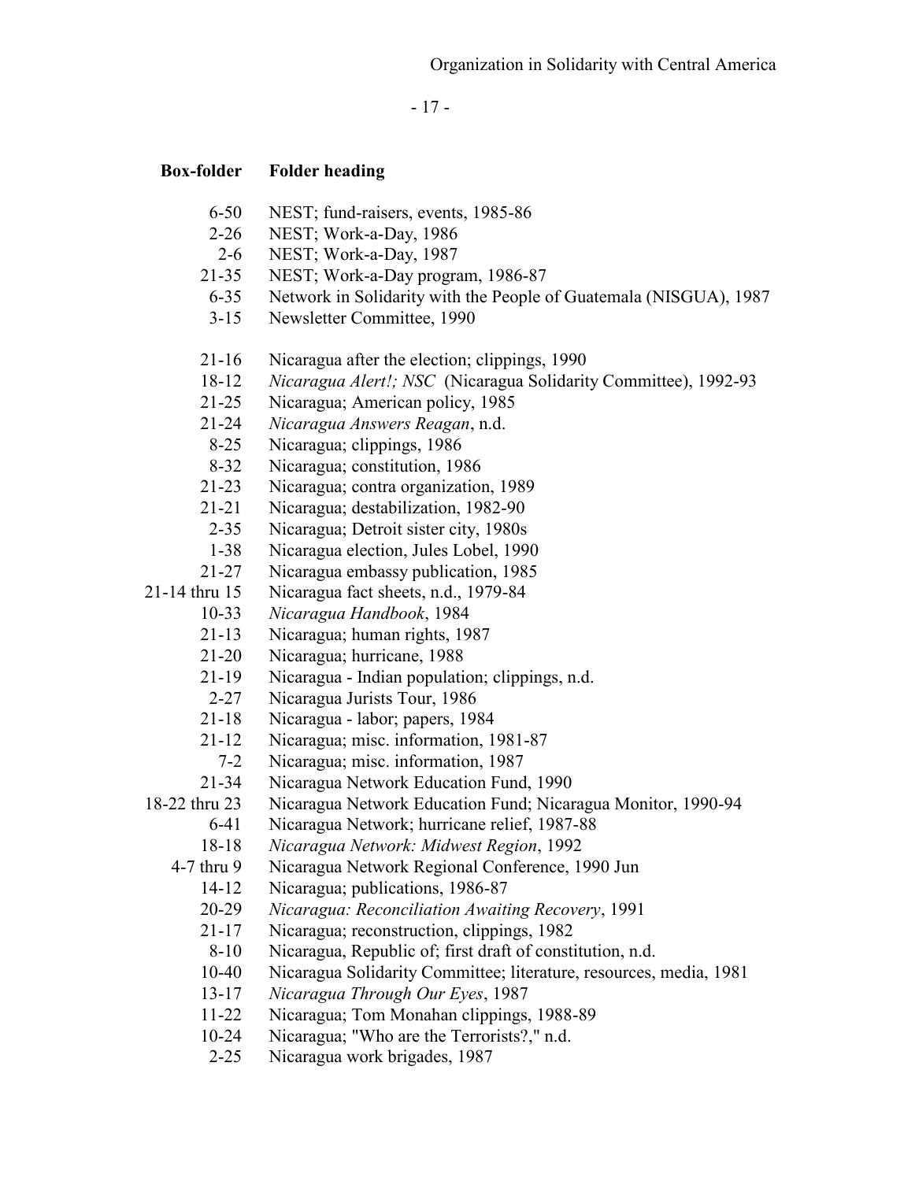| Box-folder | Folder heading |
|---|---|
| 6-50 | NEST; fund-raisers, events, 1985-86 |
| 2-26 | NEST; Work-a-Day, 1986 |
| 2-6 | NEST; Work-a-Day, 1987 |
| 21-35 | NEST; Work-a-Day program, 1986-87 |
| 6-35 | Network in Solidarity with the People of Guatemala (NISGUA), 1987 |
| 3-15 | Newsletter Committee, 1990 |
| 21-16 | Nicaragua after the election; clippings, 1990 |
| 18-12 | *Nicaragua Alert!; NSC* (Nicaragua Solidarity Committee), 1992-93 |
| 21-25 | Nicaragua; American policy, 1985 |
| 21-24 | *Nicaragua Answers Reagan*, n.d. |
| 8-25 | Nicaragua; clippings, 1986 |
| 8-32 | Nicaragua; constitution, 1986 |
| 21-23 | Nicaragua; contra organization, 1989 |
| 21-21 | Nicaragua; destabilization, 1982-90 |
| 2-35 | Nicaragua; Detroit sister city, 1980s |
| 1-38 | Nicaragua election, Jules Lobel, 1990 |
| 21-27 | Nicaragua embassy publication, 1985 |
| 21-14 thru 15 | Nicaragua fact sheets, n.d., 1979-84 |
| 10-33 | *Nicaragua Handbook*, 1984 |
| 21-13 | Nicaragua; human rights, 1987 |
| 21-20 | Nicaragua; hurricane, 1988 |
| 21-19 | Nicaragua - Indian population; clippings, n.d. |
| 2-27 | Nicaragua Jurists Tour, 1986 |
| 21-18 | Nicaragua - labor; papers, 1984 |
| 21-12 | Nicaragua; misc. information, 1981-87 |
| 7-2 | Nicaragua; misc. information, 1987 |
| 21-34 | Nicaragua Network Education Fund, 1990 |
| 18-22 thru 23 | Nicaragua Network Education Fund; Nicaragua Monitor, 1990-94 |
| 6-41 | Nicaragua Network; hurricane relief, 1987-88 |
| 18-18 | *Nicaragua Network: Midwest Region*, 1992 |
| 4-7 thru 9 | Nicaragua Network Regional Conference, 1990 Jun |
| 14-12 | Nicaragua; publications, 1986-87 |
| 20-29 | *Nicaragua: Reconciliation Awaiting Recovery*, 1991 |
| 21-17 | Nicaragua; reconstruction, clippings, 1982 |
| 8-10 | Nicaragua, Republic of; first draft of constitution, n.d. |
| 10-40 | Nicaragua Solidarity Committee; literature, resources, media, 1981 |
| 13-17 | *Nicaragua Through Our Eyes*, 1987 |
| 11-22 | Nicaragua; Tom Monahan clippings, 1988-89 |
| 10-24 | Nicaragua; "Who are the Terrorists?," n.d. |
| 2-25 | Nicaragua work brigades, 1987 |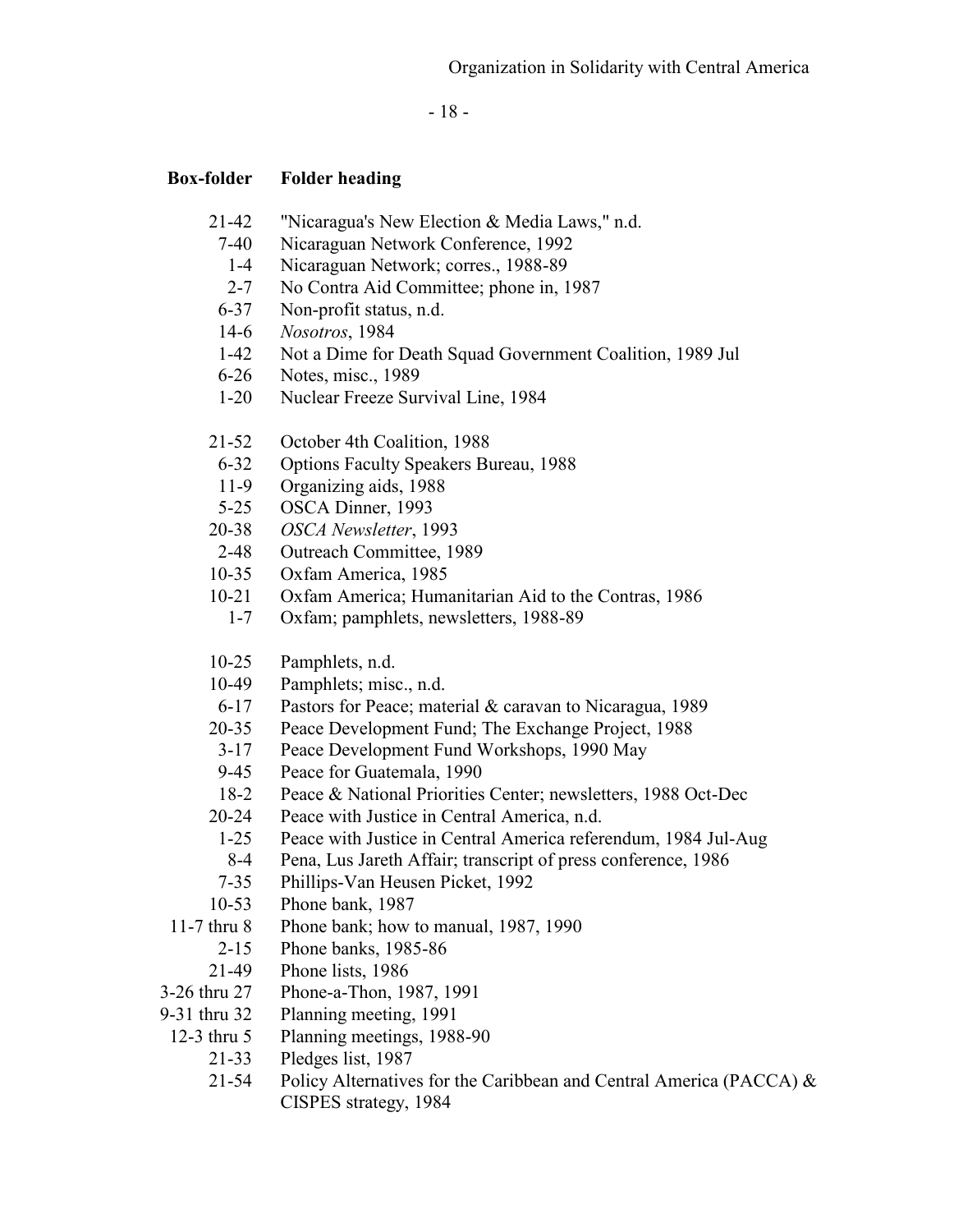| Box-folder | Folder heading |
| --- | --- |
| 21-42 | "Nicaragua's New Election & Media Laws," n.d. |
| 7-40 | Nicaraguan Network Conference, 1992 |
| 1-4 | Nicaraguan Network; corres., 1988-89 |
| 2-7 | No Contra Aid Committee; phone in, 1987 |
| 6-37 | Non-profit status, n.d. |
| 14-6 | *Nosotros*, 1984 |
| 1-42 | Not a Dime for Death Squad Government Coalition, 1989 Jul |
| 6-26 | Notes, misc., 1989 |
| 1-20 | Nuclear Freeze Survival Line, 1984 |
| | |
| 21-52 | October 4th Coalition, 1988 |
| 6-32 | Options Faculty Speakers Bureau, 1988 |
| 11-9 | Organizing aids, 1988 |
| 5-25 | OSCA Dinner, 1993 |
| 20-38 | *OSCA Newsletter*, 1993 |
| 2-48 | Outreach Committee, 1989 |
| 10-35 | Oxfam America, 1985 |
| 10-21 | Oxfam America; Humanitarian Aid to the Contras, 1986 |
| 1-7 | Oxfam; pamphlets, newsletters, 1988-89 |
| | |
| 10-25 | Pamphlets, n.d. |
| 10-49 | Pamphlets; misc., n.d. |
| 6-17 | Pastors for Peace; material & caravan to Nicaragua, 1989 |
| 20-35 | Peace Development Fund; The Exchange Project, 1988 |
| 3-17 | Peace Development Fund Workshops, 1990 May |
| 9-45 | Peace for Guatemala, 1990 |
| 18-2 | Peace & National Priorities Center; newsletters, 1988 Oct-Dec |
| 20-24 | Peace with Justice in Central America, n.d. |
| 1-25 | Peace with Justice in Central America referendum, 1984 Jul-Aug |
| 8-4 | Pena, Lus Jareth Affair; transcript of press conference, 1986 |
| 7-35 | Phillips-Van Heusen Picket, 1992 |
| 10-53 | Phone bank, 1987 |
| 11-7 thru 8 | Phone bank; how to manual, 1987, 1990 |
| 2-15 | Phone banks, 1985-86 |
| 21-49 | Phone lists, 1986 |
| 3-26 thru 27 | Phone-a-Thon, 1987, 1991 |
| 9-31 thru 32 | Planning meeting, 1991 |
| 12-3 thru 5 | Planning meetings, 1988-90 |
| 21-33 | Pledges list, 1987 |
| 21-54 | Policy Alternatives for the Caribbean and Central America (PACCA) & CISPES strategy, 1984 |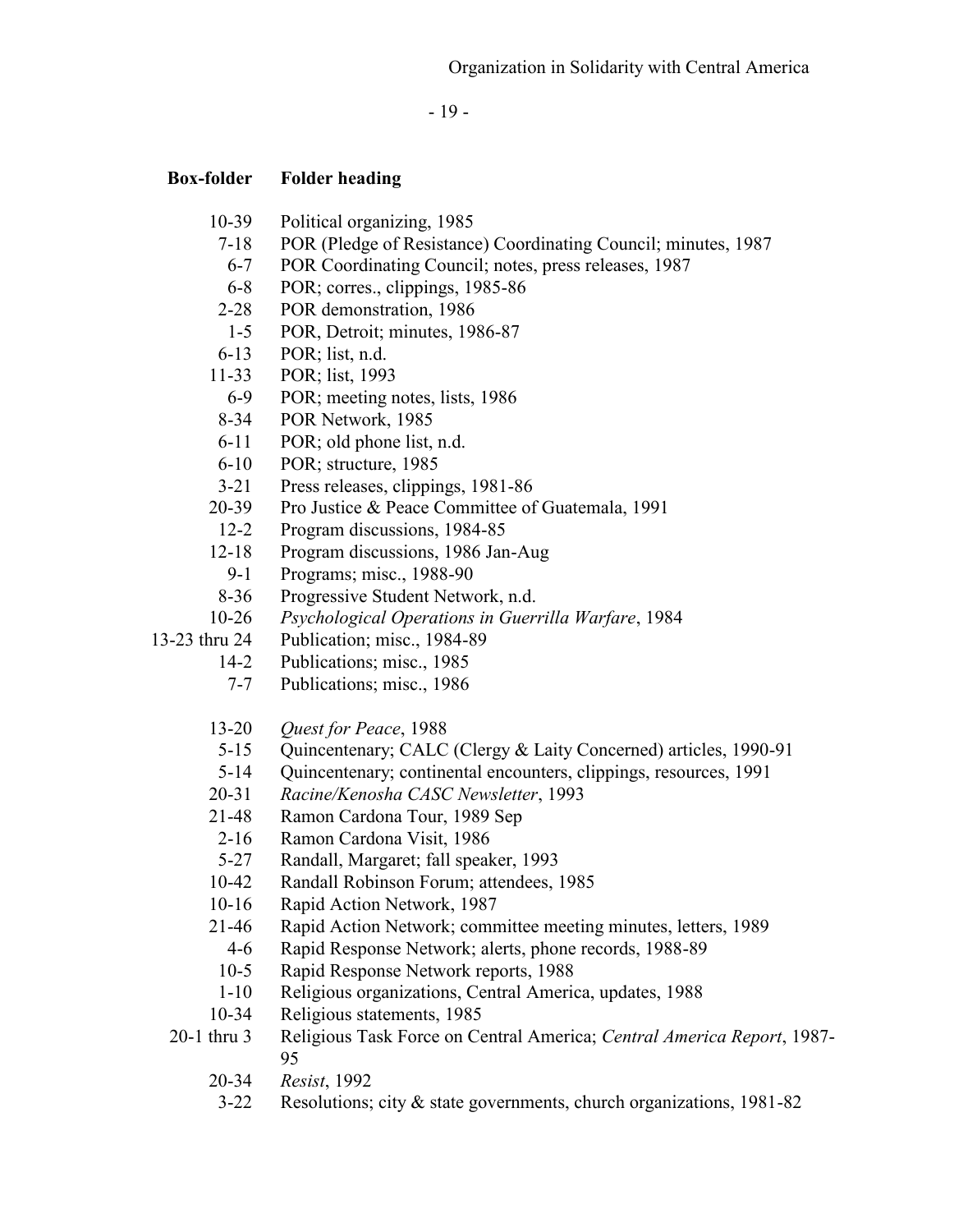| Box-folder | Folder heading |
|---|---|
| 10-39 | Political organizing, 1985 |
| 7-18 | POR (Pledge of Resistance) Coordinating Council; minutes, 1987 |
| 6-7 | POR Coordinating Council; notes, press releases, 1987 |
| 6-8 | POR; corres., clippings, 1985-86 |
| 2-28 | POR demonstration, 1986 |
| 1-5 | POR, Detroit; minutes, 1986-87 |
| 6-13 | POR; list, n.d. |
| 11-33 | POR; list, 1993 |
| 6-9 | POR; meeting notes, lists, 1986 |
| 8-34 | POR Network, 1985 |
| 6-11 | POR; old phone list, n.d. |
| 6-10 | POR; structure, 1985 |
| 3-21 | Press releases, clippings, 1981-86 |
| 20-39 | Pro Justice & Peace Committee of Guatemala, 1991 |
| 12-2 | Program discussions, 1984-85 |
| 12-18 | Program discussions, 1986 Jan-Aug |
| 9-1 | Programs; misc., 1988-90 |
| 8-36 | Progressive Student Network, n.d. |
| 10-26 | *Psychological Operations in Guerrilla Warfare*, 1984 |
| 13-23 thru 24 | Publication; misc., 1984-89 |
| 14-2 | Publications; misc., 1985 |
| 7-7 | Publications; misc., 1986 |
| | |
| 13-20 | *Quest for Peace*, 1988 |
| 5-15 | Quincentenary; CALC (Clergy & Laity Concerned) articles, 1990-91 |
| 5-14 | Quincentenary; continental encounters, clippings, resources, 1991 |
| 20-31 | *Racine/Kenosha CASC Newsletter*, 1993 |
| 21-48 | Ramon Cardona Tour, 1989 Sep |
| 2-16 | Ramon Cardona Visit, 1986 |
| 5-27 | Randall, Margaret; fall speaker, 1993 |
| 10-42 | Randall Robinson Forum; attendees, 1985 |
| 10-16 | Rapid Action Network, 1987 |
| 21-46 | Rapid Action Network; committee meeting minutes, letters, 1989 |
| 4-6 | Rapid Response Network; alerts, phone records, 1988-89 |
| 10-5 | Rapid Response Network reports, 1988 |
| 1-10 | Religious organizations, Central America, updates, 1988 |
| 10-34 | Religious statements, 1985 |
| 20-1 thru 3 | Religious Task Force on Central America; *Central America Report*, 1987-95 |
| 20-34 | *Resist*, 1992 |
| 3-22 | Resolutions; city & state governments, church organizations, 1981-82 |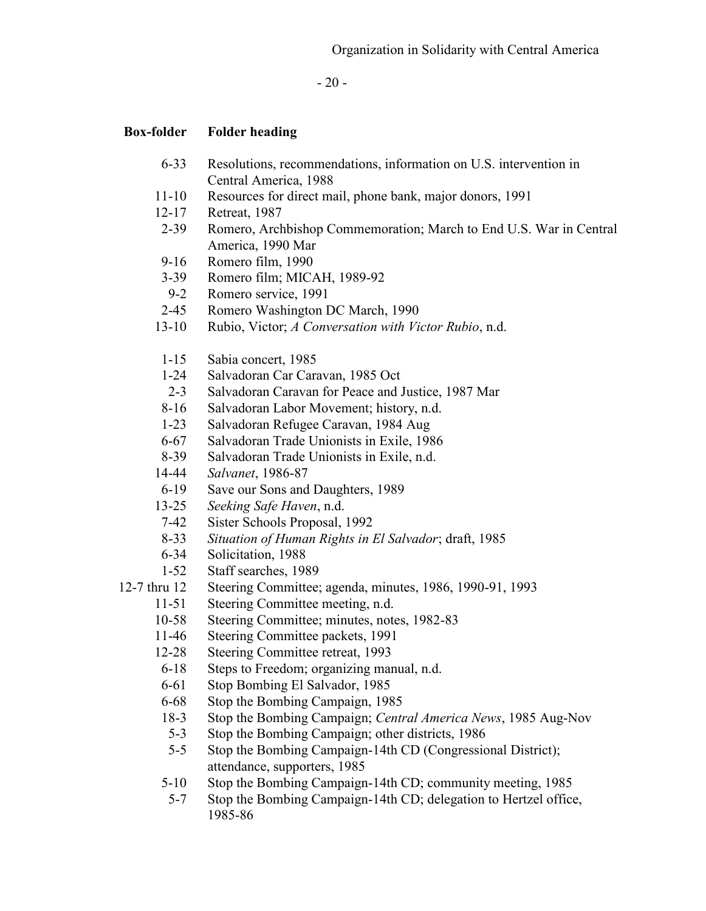| Box-folder | Folder heading |
| --- | --- |
| 6-33 | Resolutions, recommendations, information on U.S. intervention in Central America, 1988 |
| 11-10 | Resources for direct mail, phone bank, major donors, 1991 |
| 12-17 | Retreat, 1987 |
| 2-39 | Romero, Archbishop Commemoration; March to End U.S. War in Central America, 1990 Mar |
| 9-16 | Romero film, 1990 |
| 3-39 | Romero film; MICAH, 1989-92 |
| 9-2 | Romero service, 1991 |
| 2-45 | Romero Washington DC March, 1990 |
| 13-10 | Rubio, Victor; *A Conversation with Victor Rubio*, n.d. |
| | |
| 1-15 | Sabia concert, 1985 |
| 1-24 | Salvadoran Car Caravan, 1985 Oct |
| 2-3 | Salvadoran Caravan for Peace and Justice, 1987 Mar |
| 8-16 | Salvadoran Labor Movement; history, n.d. |
| 1-23 | Salvadoran Refugee Caravan, 1984 Aug |
| 6-67 | Salvadoran Trade Unionists in Exile, 1986 |
| 8-39 | Salvadoran Trade Unionists in Exile, n.d. |
| 14-44 | *Salvanet*, 1986-87 |
| 6-19 | Save our Sons and Daughters, 1989 |
| 13-25 | *Seeking Safe Haven*, n.d. |
| 7-42 | Sister Schools Proposal, 1992 |
| 8-33 | *Situation of Human Rights in El Salvador*; draft, 1985 |
| 6-34 | Solicitation, 1988 |
| 1-52 | Staff searches, 1989 |
| 12-7 thru 12 | Steering Committee; agenda, minutes, 1986, 1990-91, 1993 |
| 11-51 | Steering Committee meeting, n.d. |
| 10-58 | Steering Committee; minutes, notes, 1982-83 |
| 11-46 | Steering Committee packets, 1991 |
| 12-28 | Steering Committee retreat, 1993 |
| 6-18 | Steps to Freedom; organizing manual, n.d. |
| 6-61 | Stop Bombing El Salvador, 1985 |
| 6-68 | Stop the Bombing Campaign, 1985 |
| 18-3 | Stop the Bombing Campaign; *Central America News*, 1985 Aug-Nov |
| 5-3 | Stop the Bombing Campaign; other districts, 1986 |
| 5-5 | Stop the Bombing Campaign-14th CD (Congressional District); attendance, supporters, 1985 |
| 5-10 | Stop the Bombing Campaign-14th CD; community meeting, 1985 |
| 5-7 | Stop the Bombing Campaign-14th CD; delegation to Hertzel office, 1985-86 |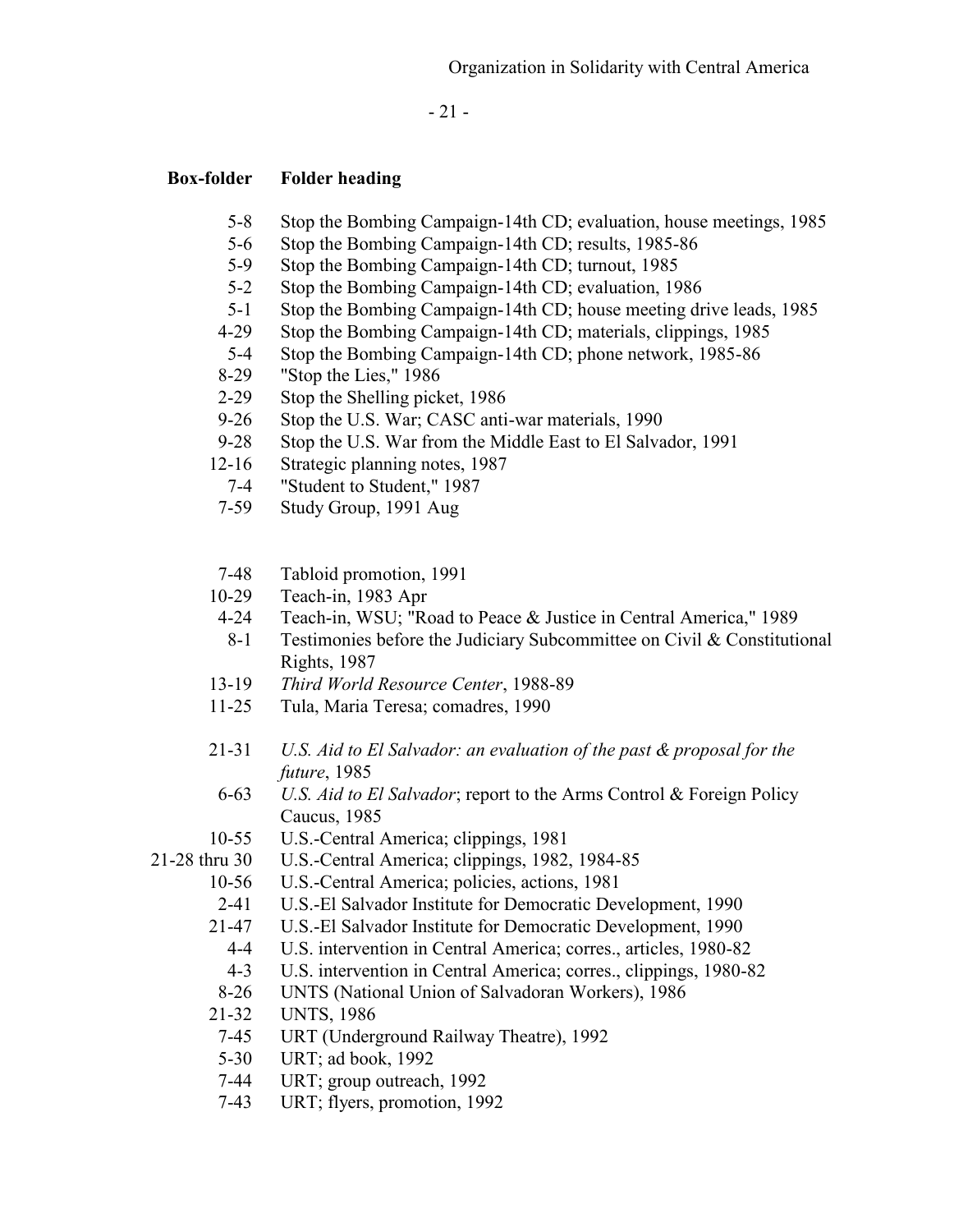| Box-folder | Folder heading |
|---|---|
| 5-8 | Stop the Bombing Campaign-14th CD; evaluation, house meetings, 1985 |
| 5-6 | Stop the Bombing Campaign-14th CD; results, 1985-86 |
| 5-9 | Stop the Bombing Campaign-14th CD; turnout, 1985 |
| 5-2 | Stop the Bombing Campaign-14th CD; evaluation, 1986 |
| 5-1 | Stop the Bombing Campaign-14th CD; house meeting drive leads, 1985 |
| 4-29 | Stop the Bombing Campaign-14th CD; materials, clippings, 1985 |
| 5-4 | Stop the Bombing Campaign-14th CD; phone network, 1985-86 |
| 8-29 | "Stop the Lies," 1986 |
| 2-29 | Stop the Shelling picket, 1986 |
| 9-26 | Stop the U.S. War; CASC anti-war materials, 1990 |
| 9-28 | Stop the U.S. War from the Middle East to El Salvador, 1991 |
| 12-16 | Strategic planning notes, 1987 |
| 7-4 | "Student to Student," 1987 |
| 7-59 | Study Group, 1991 Aug |
| | |
| 7-48 | Tabloid promotion, 1991 |
| 10-29 | Teach-in, 1983 Apr |
| 4-24 | Teach-in, WSU; "Road to Peace & Justice in Central America," 1989 |
| 8-1 | Testimonies before the Judiciary Subcommittee on Civil & Constitutional Rights, 1987 |
| 13-19 | *Third World Resource Center*, 1988-89 |
| 11-25 | Tula, Maria Teresa; comadres, 1990 |
| | |
| 21-31 | *U.S. Aid to El Salvador: an evaluation of the past & proposal for the future*, 1985 |
| 6-63 | *U.S. Aid to El Salvador*; report to the Arms Control & Foreign Policy Caucus, 1985 |
| 10-55 | U.S.-Central America; clippings, 1981 |
| 21-28 thru 30 | U.S.-Central America; clippings, 1982, 1984-85 |
| 10-56 | U.S.-Central America; policies, actions, 1981 |
| 2-41 | U.S.-El Salvador Institute for Democratic Development, 1990 |
| 21-47 | U.S.-El Salvador Institute for Democratic Development, 1990 |
| 4-4 | U.S. intervention in Central America; corres., articles, 1980-82 |
| 4-3 | U.S. intervention in Central America; corres., clippings, 1980-82 |
| 8-26 | UNTS (National Union of Salvadoran Workers), 1986 |
| 21-32 | UNTS, 1986 |
| 7-45 | URT (Underground Railway Theatre), 1992 |
| 5-30 | URT; ad book, 1992 |
| 7-44 | URT; group outreach, 1992 |
| 7-43 | URT; flyers, promotion, 1992 |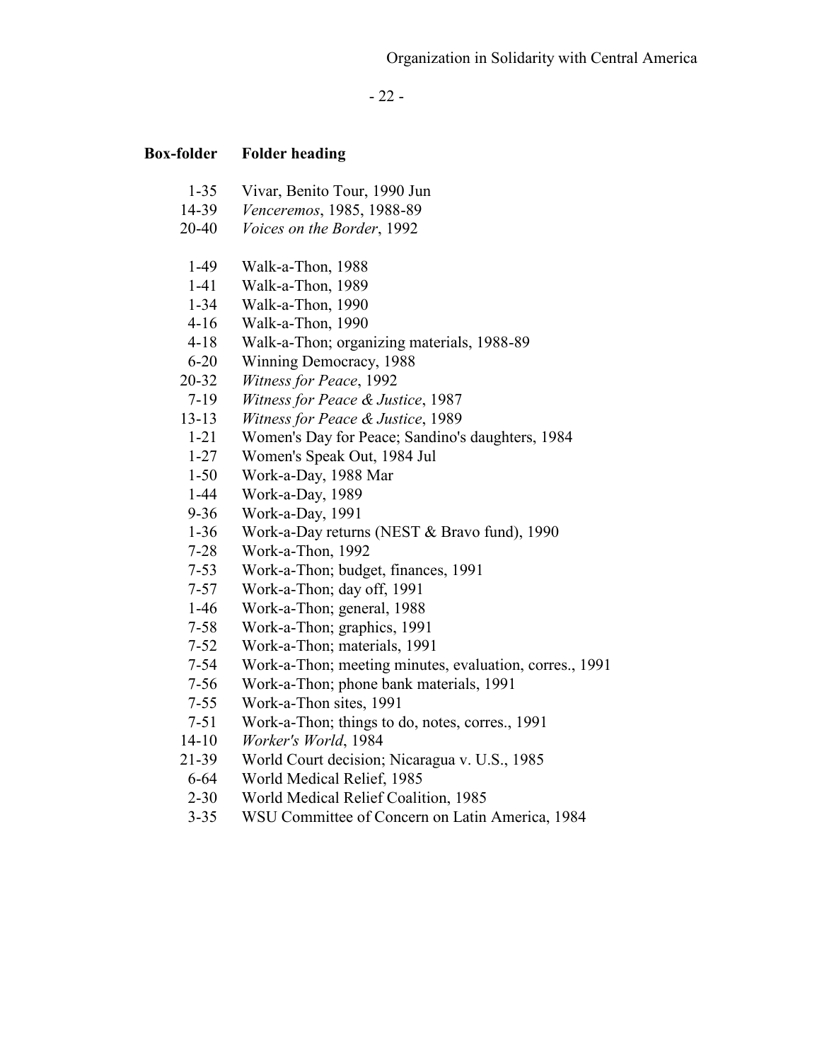| Box-folder | Folder heading |
|---|---|
| 1-35 | Vivar, Benito Tour, 1990 Jun |
| 14-39 | *Venceremos*, 1985, 1988-89 |
| 20-40 | *Voices on the Border*, 1992 |
| | |
| 1-49 | Walk-a-Thon, 1988 |
| 1-41 | Walk-a-Thon, 1989 |
| 1-34 | Walk-a-Thon, 1990 |
| 4-16 | Walk-a-Thon, 1990 |
| 4-18 | Walk-a-Thon; organizing materials, 1988-89 |
| 6-20 | Winning Democracy, 1988 |
| 20-32 | *Witness for Peace*, 1992 |
| 7-19 | *Witness for Peace & Justice*, 1987 |
| 13-13 | *Witness for Peace & Justice*, 1989 |
| 1-21 | Women's Day for Peace; Sandino's daughters, 1984 |
| 1-27 | Women's Speak Out, 1984 Jul |
| 1-50 | Work-a-Day, 1988 Mar |
| 1-44 | Work-a-Day, 1989 |
| 9-36 | Work-a-Day, 1991 |
| 1-36 | Work-a-Day returns (NEST & Bravo fund), 1990 |
| 7-28 | Work-a-Thon, 1992 |
| 7-53 | Work-a-Thon; budget, finances, 1991 |
| 7-57 | Work-a-Thon; day off, 1991 |
| 1-46 | Work-a-Thon; general, 1988 |
| 7-58 | Work-a-Thon; graphics, 1991 |
| 7-52 | Work-a-Thon; materials, 1991 |
| 7-54 | Work-a-Thon; meeting minutes, evaluation, corres., 1991 |
| 7-56 | Work-a-Thon; phone bank materials, 1991 |
| 7-55 | Work-a-Thon sites, 1991 |
| 7-51 | Work-a-Thon; things to do, notes, corres., 1991 |
| 14-10 | *Worker's World*, 1984 |
| 21-39 | World Court decision; Nicaragua v. U.S., 1985 |
| 6-64 | World Medical Relief, 1985 |
| 2-30 | World Medical Relief Coalition, 1985 |
| 3-35 | WSU Committee of Concern on Latin America, 1984 |